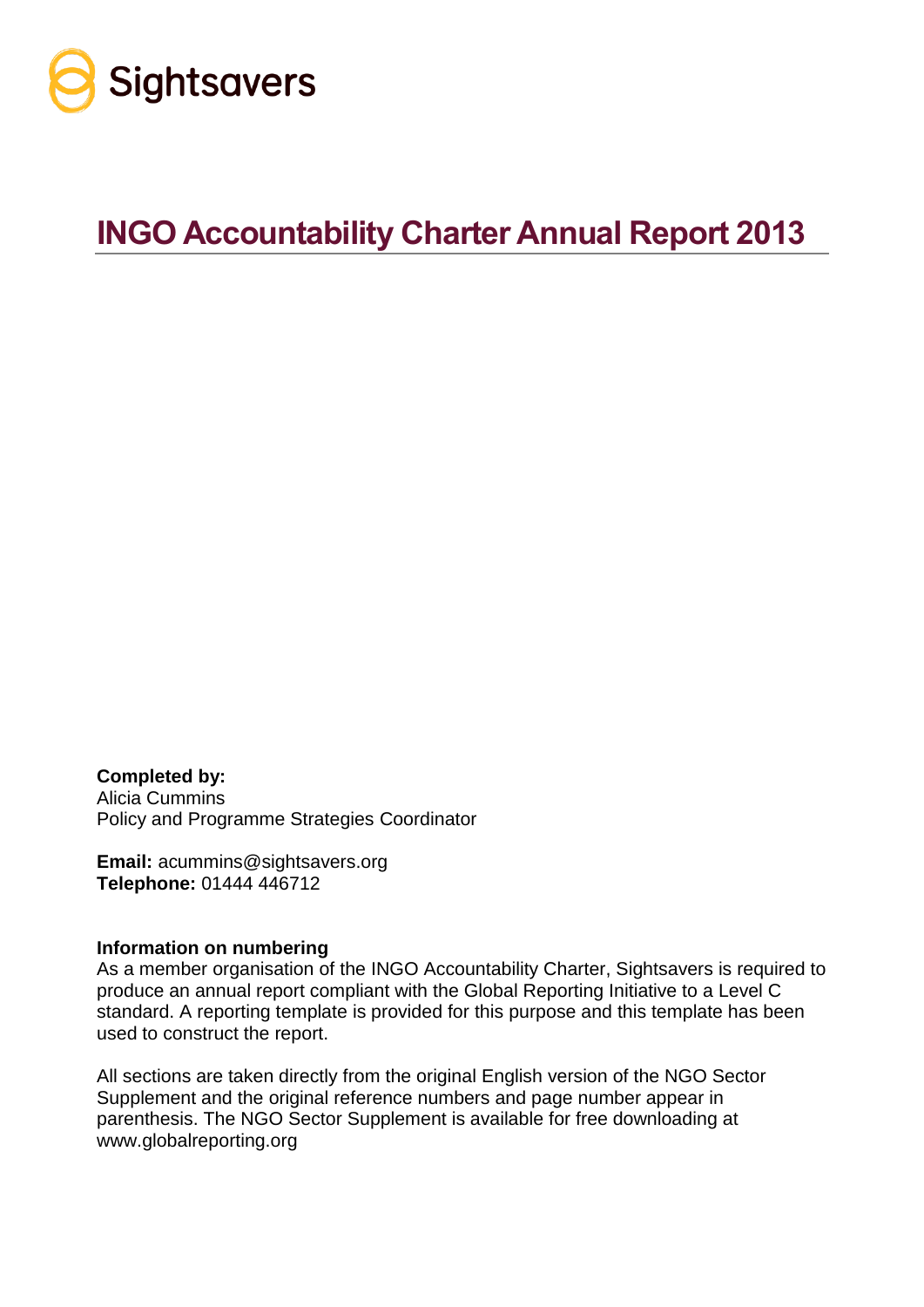Sightsavers

# INGO Accountability Charter Annual Report 2013

**Completed by:**
Alicia Cummins
Policy and Programme Strategies Coordinator

**Email:** acummins@sightsavers.org
**Telephone:** 01444 446712

**Information on numbering**
As a member organisation of the INGO Accountability Charter, Sightsavers is required to produce an annual report compliant with the Global Reporting Initiative to a Level C standard. A reporting template is provided for this purpose and this template has been used to construct the report.

All sections are taken directly from the original English version of the NGO Sector Supplement and the original reference numbers and page number appear in parenthesis. The NGO Sector Supplement is available for free downloading at www.globalreporting.org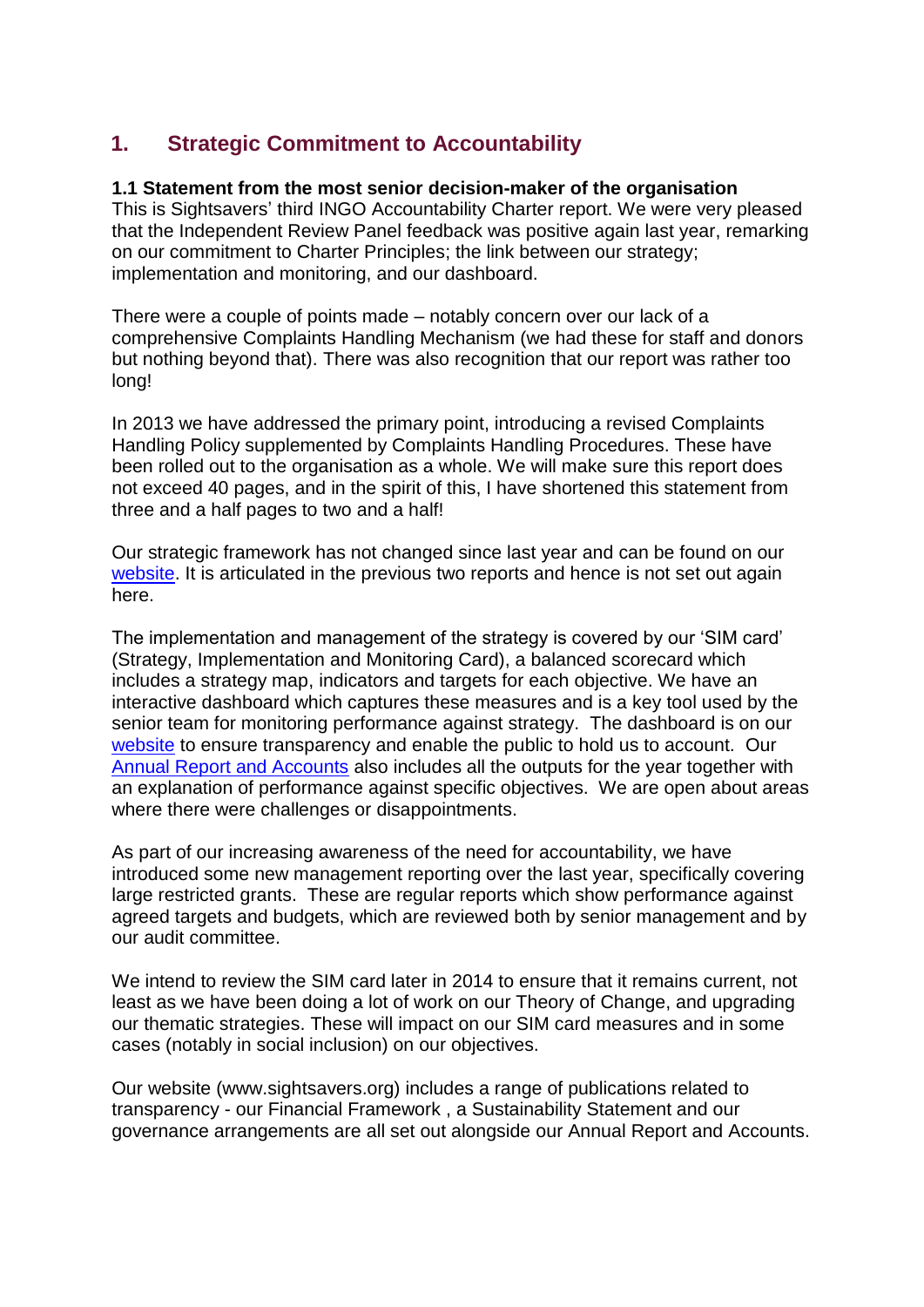## 1. Strategic Commitment to Accountability

**1.1 Statement from the most senior decision-maker of the organisation**

This is Sightsavers' third INGO Accountability Charter report. We were very pleased that the Independent Review Panel feedback was positive again last year, remarking on our commitment to Charter Principles; the link between our strategy; implementation and monitoring, and our dashboard.

There were a couple of points made – notably concern over our lack of a comprehensive Complaints Handling Mechanism (we had these for staff and donors but nothing beyond that). There was also recognition that our report was rather too long!

In 2013 we have addressed the primary point, introducing a revised Complaints Handling Policy supplemented by Complaints Handling Procedures. These have been rolled out to the organisation as a whole. We will make sure this report does not exceed 40 pages, and in the spirit of this, I have shortened this statement from three and a half pages to two and a half!

Our strategic framework has not changed since last year and can be found on our website. It is articulated in the previous two reports and hence is not set out again here.

The implementation and management of the strategy is covered by our 'SIM card' (Strategy, Implementation and Monitoring Card), a balanced scorecard which includes a strategy map, indicators and targets for each objective. We have an interactive dashboard which captures these measures and is a key tool used by the senior team for monitoring performance against strategy. The dashboard is on our website to ensure transparency and enable the public to hold us to account. Our Annual Report and Accounts also includes all the outputs for the year together with an explanation of performance against specific objectives. We are open about areas where there were challenges or disappointments.

As part of our increasing awareness of the need for accountability, we have introduced some new management reporting over the last year, specifically covering large restricted grants. These are regular reports which show performance against agreed targets and budgets, which are reviewed both by senior management and by our audit committee.

We intend to review the SIM card later in 2014 to ensure that it remains current, not least as we have been doing a lot of work on our Theory of Change, and upgrading our thematic strategies. These will impact on our SIM card measures and in some cases (notably in social inclusion) on our objectives.

Our website (www.sightsavers.org) includes a range of publications related to transparency - our Financial Framework , a Sustainability Statement and our governance arrangements are all set out alongside our Annual Report and Accounts.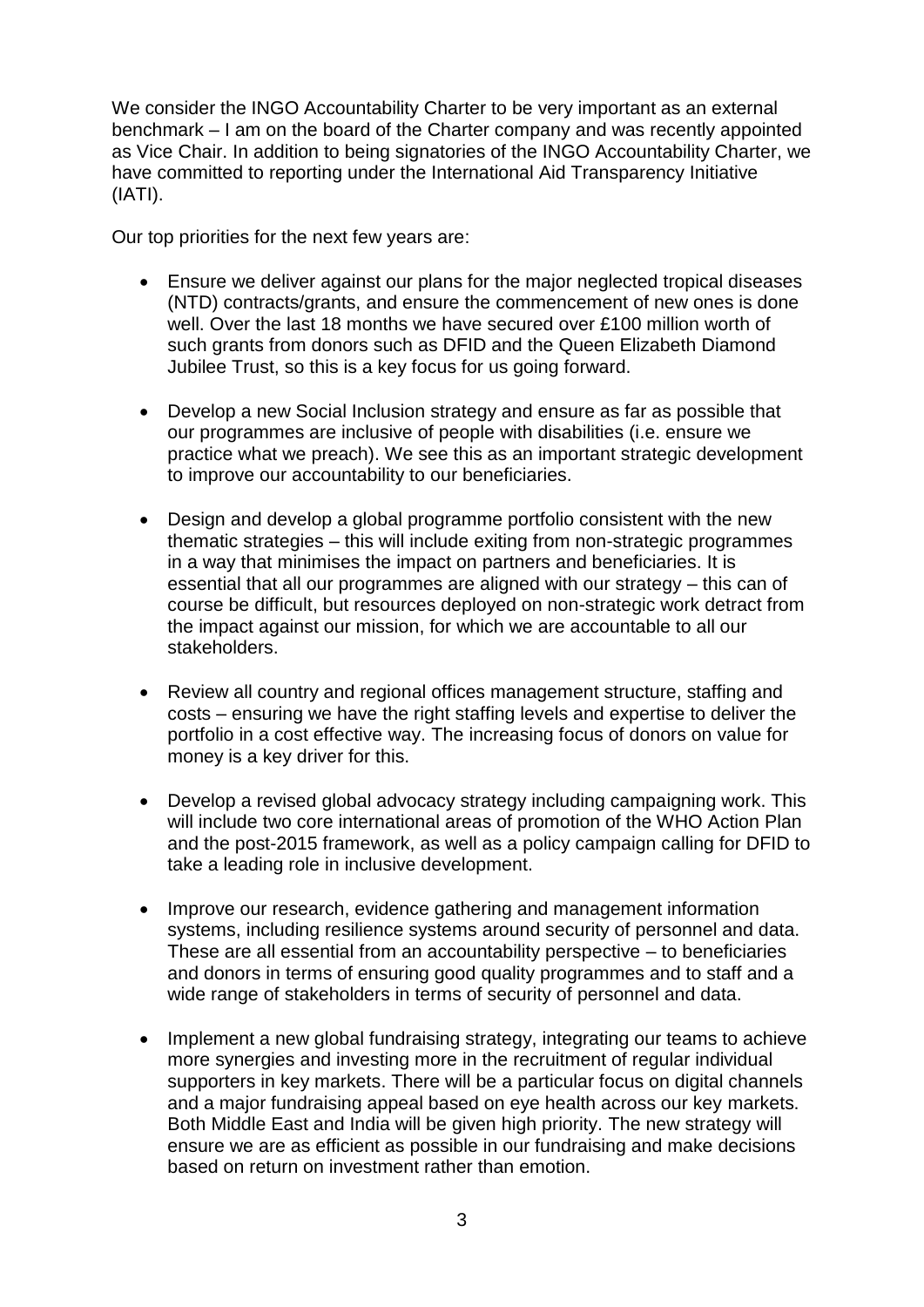We consider the INGO Accountability Charter to be very important as an external benchmark – I am on the board of the Charter company and was recently appointed as Vice Chair. In addition to being signatories of the INGO Accountability Charter, we have committed to reporting under the International Aid Transparency Initiative (IATI).

Our top priorities for the next few years are:

- Ensure we deliver against our plans for the major neglected tropical diseases (NTD) contracts/grants, and ensure the commencement of new ones is done well. Over the last 18 months we have secured over £100 million worth of such grants from donors such as DFID and the Queen Elizabeth Diamond Jubilee Trust, so this is a key focus for us going forward.

- Develop a new Social Inclusion strategy and ensure as far as possible that our programmes are inclusive of people with disabilities (i.e. ensure we practice what we preach). We see this as an important strategic development to improve our accountability to our beneficiaries.

- Design and develop a global programme portfolio consistent with the new thematic strategies – this will include exiting from non-strategic programmes in a way that minimises the impact on partners and beneficiaries. It is essential that all our programmes are aligned with our strategy – this can of course be difficult, but resources deployed on non-strategic work detract from the impact against our mission, for which we are accountable to all our stakeholders.

- Review all country and regional offices management structure, staffing and costs – ensuring we have the right staffing levels and expertise to deliver the portfolio in a cost effective way. The increasing focus of donors on value for money is a key driver for this.

- Develop a revised global advocacy strategy including campaigning work. This will include two core international areas of promotion of the WHO Action Plan and the post-2015 framework, as well as a policy campaign calling for DFID to take a leading role in inclusive development.

- Improve our research, evidence gathering and management information systems, including resilience systems around security of personnel and data. These are all essential from an accountability perspective – to beneficiaries and donors in terms of ensuring good quality programmes and to staff and a wide range of stakeholders in terms of security of personnel and data.

- Implement a new global fundraising strategy, integrating our teams to achieve more synergies and investing more in the recruitment of regular individual supporters in key markets. There will be a particular focus on digital channels and a major fundraising appeal based on eye health across our key markets. Both Middle East and India will be given high priority. The new strategy will ensure we are as efficient as possible in our fundraising and make decisions based on return on investment rather than emotion.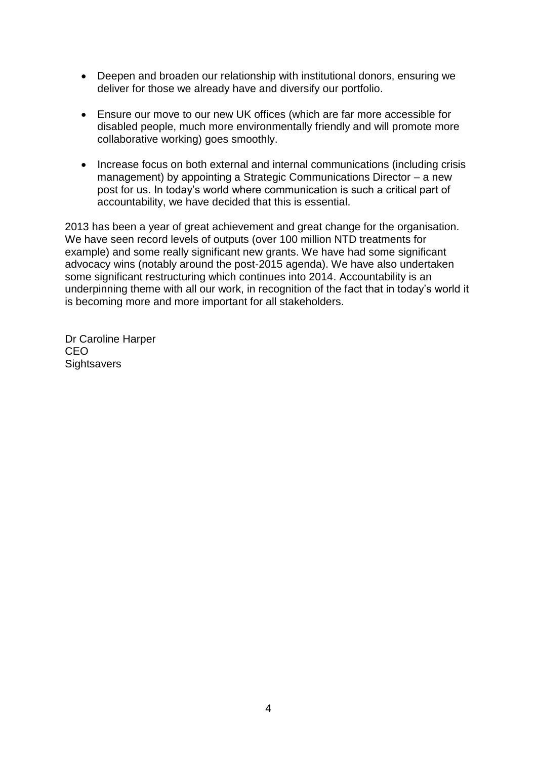- Deepen and broaden our relationship with institutional donors, ensuring we deliver for those we already have and diversify our portfolio.
- Ensure our move to our new UK offices (which are far more accessible for disabled people, much more environmentally friendly and will promote more collaborative working) goes smoothly.
- Increase focus on both external and internal communications (including crisis management) by appointing a Strategic Communications Director – a new post for us. In today's world where communication is such a critical part of accountability, we have decided that this is essential.

2013 has been a year of great achievement and great change for the organisation. We have seen record levels of outputs (over 100 million NTD treatments for example) and some really significant new grants. We have had some significant advocacy wins (notably around the post-2015 agenda). We have also undertaken some significant restructuring which continues into 2014. Accountability is an underpinning theme with all our work, in recognition of the fact that in today's world it is becoming more and more important for all stakeholders.

Dr Caroline Harper
CEO
Sightsavers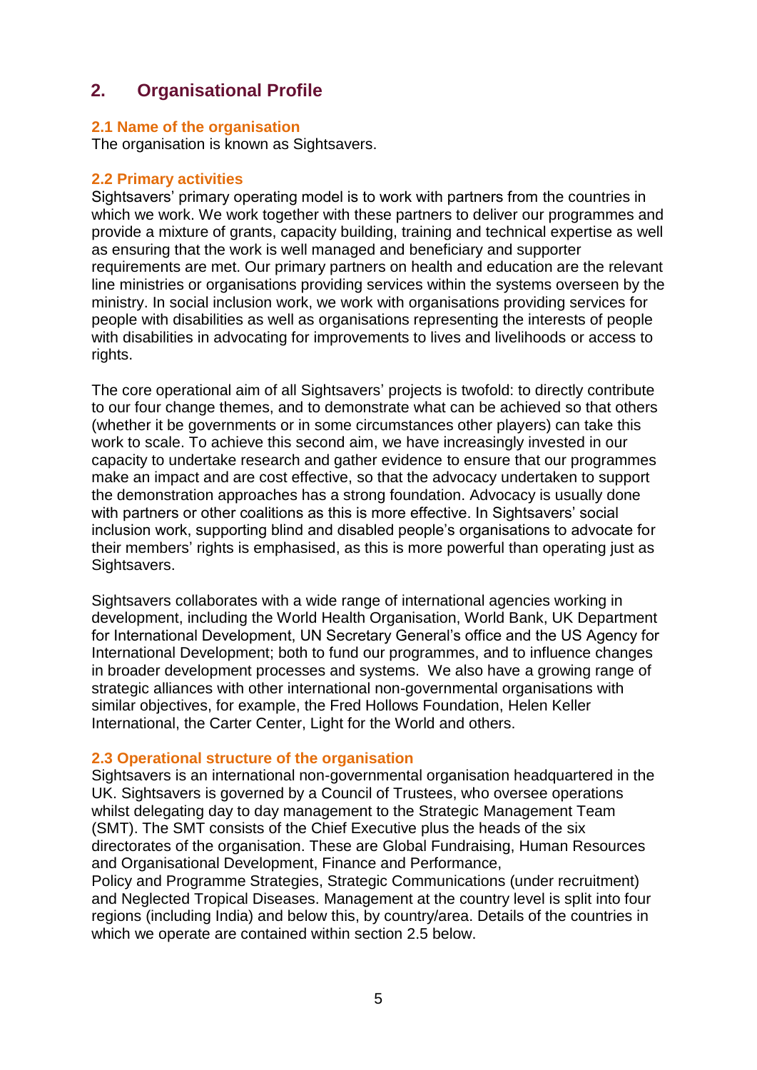## 2. Organisational Profile

### 2.1 Name of the organisation

The organisation is known as Sightsavers.

### 2.2 Primary activities

Sightsavers' primary operating model is to work with partners from the countries in which we work. We work together with these partners to deliver our programmes and provide a mixture of grants, capacity building, training and technical expertise as well as ensuring that the work is well managed and beneficiary and supporter requirements are met. Our primary partners on health and education are the relevant line ministries or organisations providing services within the systems overseen by the ministry. In social inclusion work, we work with organisations providing services for people with disabilities as well as organisations representing the interests of people with disabilities in advocating for improvements to lives and livelihoods or access to rights.

The core operational aim of all Sightsavers' projects is twofold: to directly contribute to our four change themes, and to demonstrate what can be achieved so that others (whether it be governments or in some circumstances other players) can take this work to scale. To achieve this second aim, we have increasingly invested in our capacity to undertake research and gather evidence to ensure that our programmes make an impact and are cost effective, so that the advocacy undertaken to support the demonstration approaches has a strong foundation. Advocacy is usually done with partners or other coalitions as this is more effective. In Sightsavers' social inclusion work, supporting blind and disabled people's organisations to advocate for their members' rights is emphasised, as this is more powerful than operating just as Sightsavers.

Sightsavers collaborates with a wide range of international agencies working in development, including the World Health Organisation, World Bank, UK Department for International Development, UN Secretary General's office and the US Agency for International Development; both to fund our programmes, and to influence changes in broader development processes and systems. We also have a growing range of strategic alliances with other international non-governmental organisations with similar objectives, for example, the Fred Hollows Foundation, Helen Keller International, the Carter Center, Light for the World and others.

### 2.3 Operational structure of the organisation

Sightsavers is an international non-governmental organisation headquartered in the UK. Sightsavers is governed by a Council of Trustees, who oversee operations whilst delegating day to day management to the Strategic Management Team (SMT). The SMT consists of the Chief Executive plus the heads of the six directorates of the organisation. These are Global Fundraising, Human Resources and Organisational Development, Finance and Performance, Policy and Programme Strategies, Strategic Communications (under recruitment) and Neglected Tropical Diseases. Management at the country level is split into four regions (including India) and below this, by country/area. Details of the countries in which we operate are contained within section 2.5 below.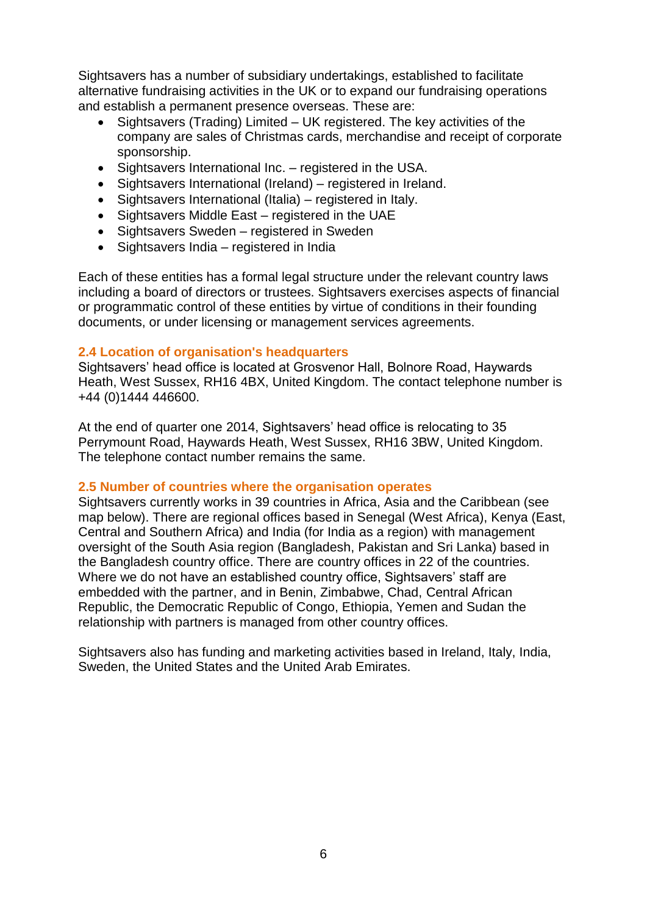Sightsavers has a number of subsidiary undertakings, established to facilitate alternative fundraising activities in the UK or to expand our fundraising operations and establish a permanent presence overseas. These are:

- Sightsavers (Trading) Limited – UK registered. The key activities of the company are sales of Christmas cards, merchandise and receipt of corporate sponsorship.
- Sightsavers International Inc. – registered in the USA.
- Sightsavers International (Ireland) – registered in Ireland.
- Sightsavers International (Italia) – registered in Italy.
- Sightsavers Middle East – registered in the UAE
- Sightsavers Sweden – registered in Sweden
- Sightsavers India – registered in India

Each of these entities has a formal legal structure under the relevant country laws including a board of directors or trustees. Sightsavers exercises aspects of financial or programmatic control of these entities by virtue of conditions in their founding documents, or under licensing or management services agreements.

### 2.4 Location of organisation's headquarters

Sightsavers' head office is located at Grosvenor Hall, Bolnore Road, Haywards Heath, West Sussex, RH16 4BX, United Kingdom. The contact telephone number is +44 (0)1444 446600.

At the end of quarter one 2014, Sightsavers' head office is relocating to 35 Perrymount Road, Haywards Heath, West Sussex, RH16 3BW, United Kingdom. The telephone contact number remains the same.

### 2.5 Number of countries where the organisation operates

Sightsavers currently works in 39 countries in Africa, Asia and the Caribbean (see map below). There are regional offices based in Senegal (West Africa), Kenya (East, Central and Southern Africa) and India (for India as a region) with management oversight of the South Asia region (Bangladesh, Pakistan and Sri Lanka) based in the Bangladesh country office. There are country offices in 22 of the countries. Where we do not have an established country office, Sightsavers' staff are embedded with the partner, and in Benin, Zimbabwe, Chad, Central African Republic, the Democratic Republic of Congo, Ethiopia, Yemen and Sudan the relationship with partners is managed from other country offices.

Sightsavers also has funding and marketing activities based in Ireland, Italy, India, Sweden, the United States and the United Arab Emirates.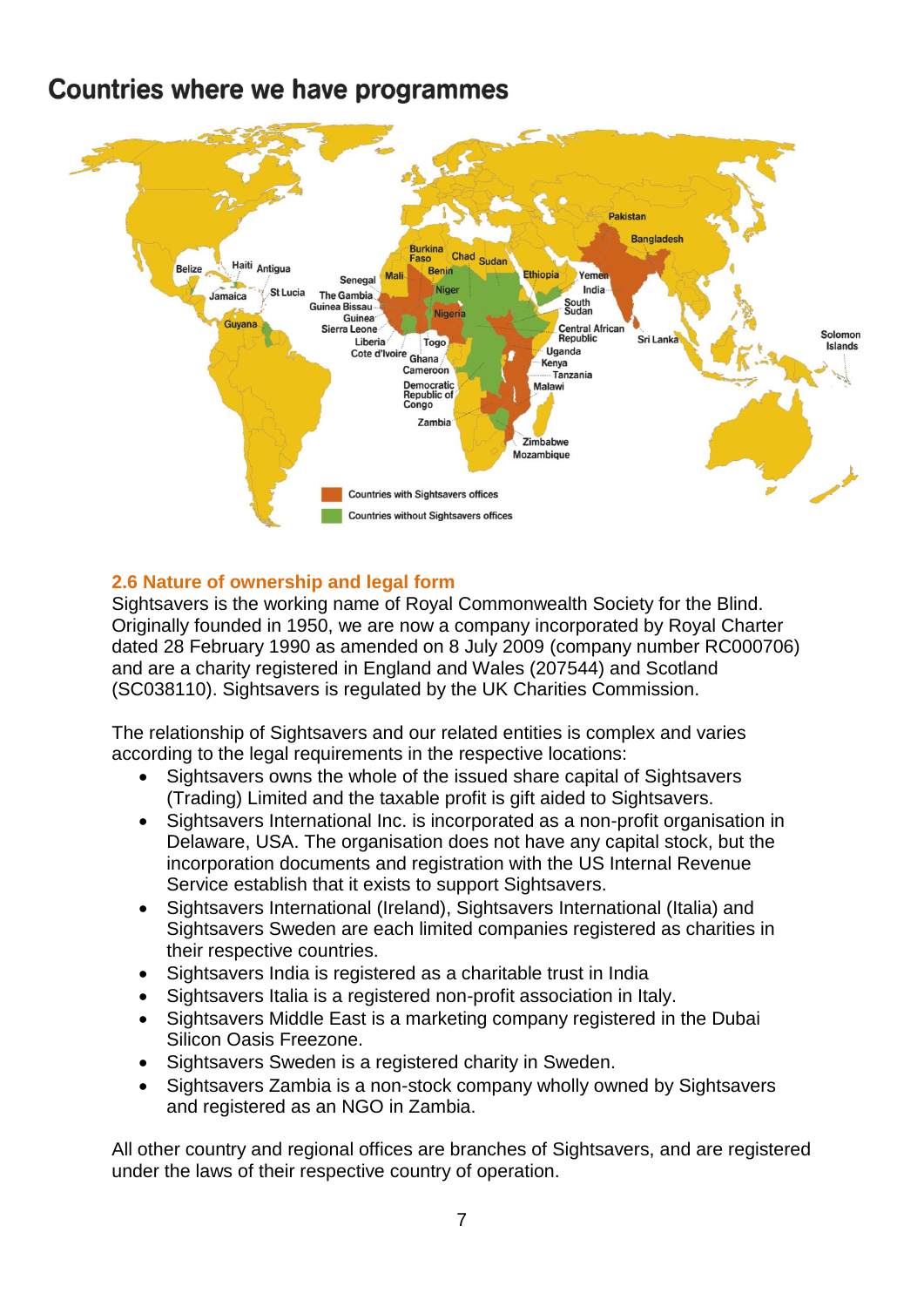## Countries where we have programmes

Belize, Haiti, Antigua, Jamaica, St Lucia, Guyana, Senegal, The Gambia, Guinea Bissau, Guinea, Sierra Leone, Liberia, Cote d'Ivoire, Mali, Burkina Faso, Benin, Niger, Nigeria, Togo, Ghana, Cameroon, Chad, Sudan, Ethiopia, Yemen, South Sudan, Central African Republic, Democratic Republic of Congo, Uganda, Kenya, Tanzania, Malawi, Zambia, Zimbabwe, Mozambique, Pakistan, Bangladesh, India, Sri Lanka, Solomon Islands

Countries with Sightsavers offices

Countries without Sightsavers offices

### 2.6 Nature of ownership and legal form

Sightsavers is the working name of Royal Commonwealth Society for the Blind. Originally founded in 1950, we are now a company incorporated by Royal Charter dated 28 February 1990 as amended on 8 July 2009 (company number RC000706) and are a charity registered in England and Wales (207544) and Scotland (SC038110). Sightsavers is regulated by the UK Charities Commission.

The relationship of Sightsavers and our related entities is complex and varies according to the legal requirements in the respective locations:

- Sightsavers owns the whole of the issued share capital of Sightsavers (Trading) Limited and the taxable profit is gift aided to Sightsavers.
- Sightsavers International Inc. is incorporated as a non-profit organisation in Delaware, USA. The organisation does not have any capital stock, but the incorporation documents and registration with the US Internal Revenue Service establish that it exists to support Sightsavers.
- Sightsavers International (Ireland), Sightsavers International (Italia) and Sightsavers Sweden are each limited companies registered as charities in their respective countries.
- Sightsavers India is registered as a charitable trust in India
- Sightsavers Italia is a registered non-profit association in Italy.
- Sightsavers Middle East is a marketing company registered in the Dubai Silicon Oasis Freezone.
- Sightsavers Sweden is a registered charity in Sweden.
- Sightsavers Zambia is a non-stock company wholly owned by Sightsavers and registered as an NGO in Zambia.

All other country and regional offices are branches of Sightsavers, and are registered under the laws of their respective country of operation.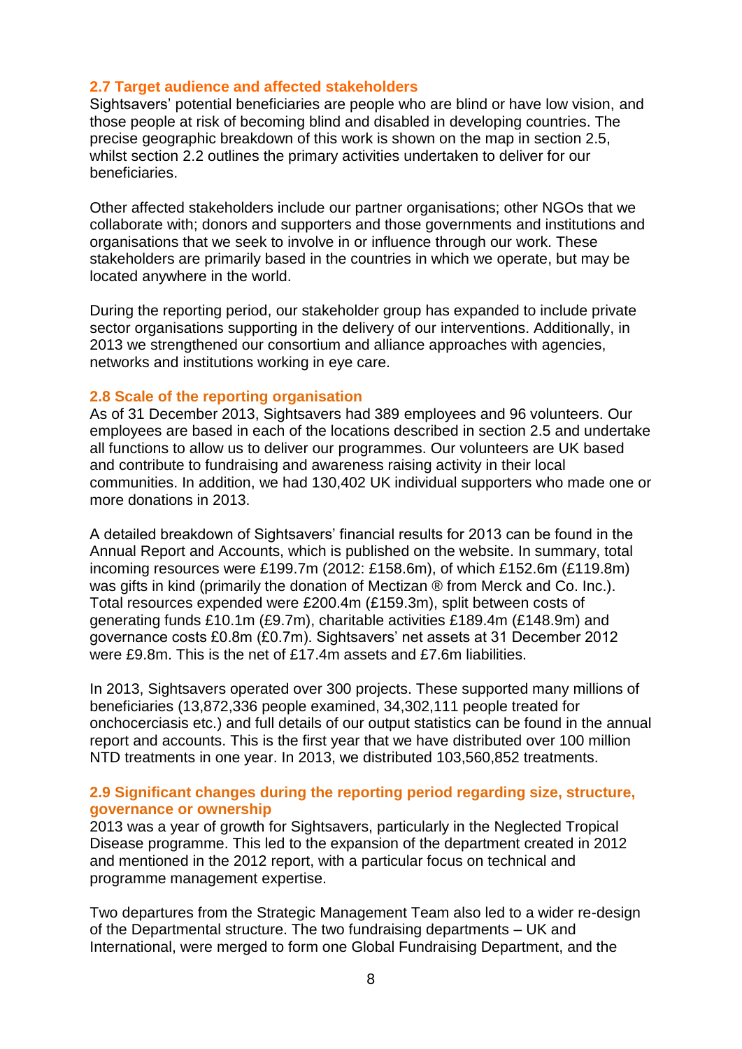## 2.7 Target audience and affected stakeholders

Sightsavers' potential beneficiaries are people who are blind or have low vision, and those people at risk of becoming blind and disabled in developing countries. The precise geographic breakdown of this work is shown on the map in section 2.5, whilst section 2.2 outlines the primary activities undertaken to deliver for our beneficiaries.

Other affected stakeholders include our partner organisations; other NGOs that we collaborate with; donors and supporters and those governments and institutions and organisations that we seek to involve in or influence through our work. These stakeholders are primarily based in the countries in which we operate, but may be located anywhere in the world.

During the reporting period, our stakeholder group has expanded to include private sector organisations supporting in the delivery of our interventions. Additionally, in 2013 we strengthened our consortium and alliance approaches with agencies, networks and institutions working in eye care.

## 2.8 Scale of the reporting organisation

As of 31 December 2013, Sightsavers had 389 employees and 96 volunteers. Our employees are based in each of the locations described in section 2.5 and undertake all functions to allow us to deliver our programmes. Our volunteers are UK based and contribute to fundraising and awareness raising activity in their local communities. In addition, we had 130,402 UK individual supporters who made one or more donations in 2013.

A detailed breakdown of Sightsavers' financial results for 2013 can be found in the Annual Report and Accounts, which is published on the website. In summary, total incoming resources were £199.7m (2012: £158.6m), of which £152.6m (£119.8m) was gifts in kind (primarily the donation of Mectizan ® from Merck and Co. Inc.). Total resources expended were £200.4m (£159.3m), split between costs of generating funds £10.1m (£9.7m), charitable activities £189.4m (£148.9m) and governance costs £0.8m (£0.7m). Sightsavers' net assets at 31 December 2012 were £9.8m. This is the net of £17.4m assets and £7.6m liabilities.

In 2013, Sightsavers operated over 300 projects. These supported many millions of beneficiaries (13,872,336 people examined, 34,302,111 people treated for onchocerciasis etc.) and full details of our output statistics can be found in the annual report and accounts. This is the first year that we have distributed over 100 million NTD treatments in one year. In 2013, we distributed 103,560,852 treatments.

## 2.9 Significant changes during the reporting period regarding size, structure, governance or ownership

2013 was a year of growth for Sightsavers, particularly in the Neglected Tropical Disease programme. This led to the expansion of the department created in 2012 and mentioned in the 2012 report, with a particular focus on technical and programme management expertise.

Two departures from the Strategic Management Team also led to a wider re-design of the Departmental structure. The two fundraising departments – UK and International, were merged to form one Global Fundraising Department, and the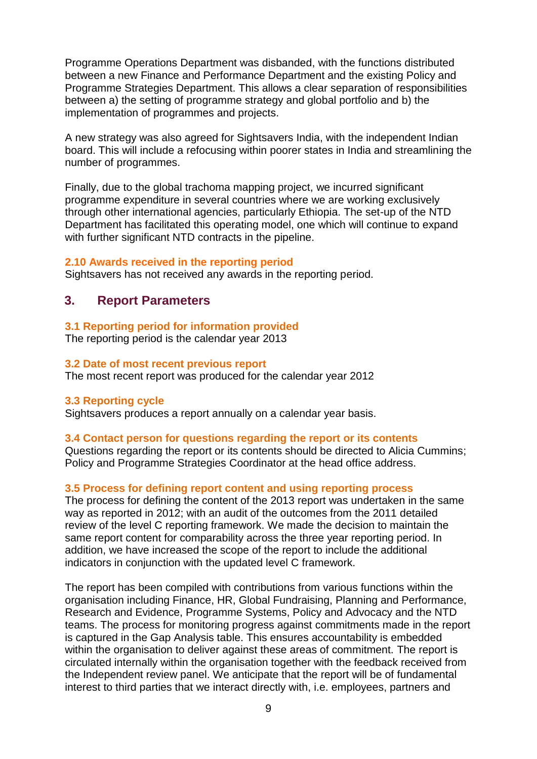Programme Operations Department was disbanded, with the functions distributed between a new Finance and Performance Department and the existing Policy and Programme Strategies Department. This allows a clear separation of responsibilities between a) the setting of programme strategy and global portfolio and b) the implementation of programmes and projects.

A new strategy was also agreed for Sightsavers India, with the independent Indian board. This will include a refocusing within poorer states in India and streamlining the number of programmes.

Finally, due to the global trachoma mapping project, we incurred significant programme expenditure in several countries where we are working exclusively through other international agencies, particularly Ethiopia. The set-up of the NTD Department has facilitated this operating model, one which will continue to expand with further significant NTD contracts in the pipeline.

### 2.10 Awards received in the reporting period

Sightsavers has not received any awards in the reporting period.

## 3. Report Parameters

### 3.1 Reporting period for information provided

The reporting period is the calendar year 2013

### 3.2 Date of most recent previous report

The most recent report was produced for the calendar year 2012

### 3.3 Reporting cycle

Sightsavers produces a report annually on a calendar year basis.

### 3.4 Contact person for questions regarding the report or its contents

Questions regarding the report or its contents should be directed to Alicia Cummins; Policy and Programme Strategies Coordinator at the head office address.

### 3.5 Process for defining report content and using reporting process

The process for defining the content of the 2013 report was undertaken in the same way as reported in 2012; with an audit of the outcomes from the 2011 detailed review of the level C reporting framework. We made the decision to maintain the same report content for comparability across the three year reporting period. In addition, we have increased the scope of the report to include the additional indicators in conjunction with the updated level C framework.

The report has been compiled with contributions from various functions within the organisation including Finance, HR, Global Fundraising, Planning and Performance, Research and Evidence, Programme Systems, Policy and Advocacy and the NTD teams. The process for monitoring progress against commitments made in the report is captured in the Gap Analysis table. This ensures accountability is embedded within the organisation to deliver against these areas of commitment. The report is circulated internally within the organisation together with the feedback received from the Independent review panel. We anticipate that the report will be of fundamental interest to third parties that we interact directly with, i.e. employees, partners and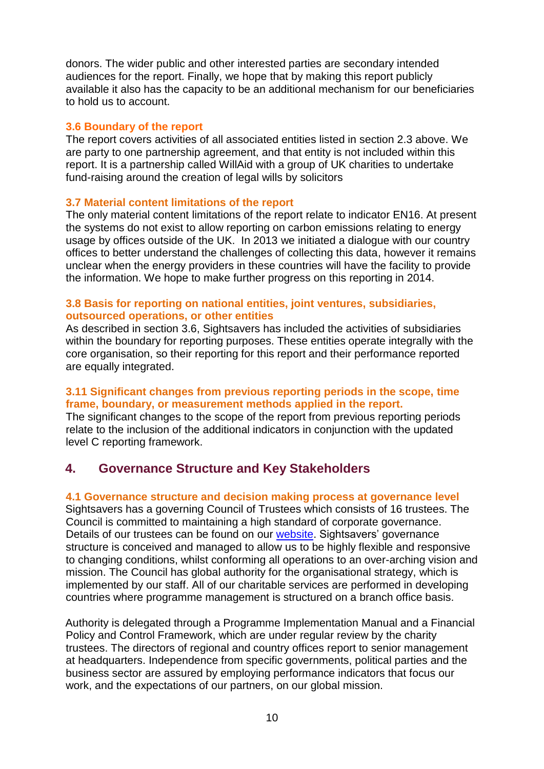donors. The wider public and other interested parties are secondary intended audiences for the report. Finally, we hope that by making this report publicly available it also has the capacity to be an additional mechanism for our beneficiaries to hold us to account.

### 3.6 Boundary of the report

The report covers activities of all associated entities listed in section 2.3 above. We are party to one partnership agreement, and that entity is not included within this report. It is a partnership called WillAid with a group of UK charities to undertake fund-raising around the creation of legal wills by solicitors

### 3.7 Material content limitations of the report

The only material content limitations of the report relate to indicator EN16. At present the systems do not exist to allow reporting on carbon emissions relating to energy usage by offices outside of the UK. In 2013 we initiated a dialogue with our country offices to better understand the challenges of collecting this data, however it remains unclear when the energy providers in these countries will have the facility to provide the information. We hope to make further progress on this reporting in 2014.

### 3.8 Basis for reporting on national entities, joint ventures, subsidiaries, outsourced operations, or other entities

As described in section 3.6, Sightsavers has included the activities of subsidiaries within the boundary for reporting purposes. These entities operate integrally with the core organisation, so their reporting for this report and their performance reported are equally integrated.

### 3.11 Significant changes from previous reporting periods in the scope, time frame, boundary, or measurement methods applied in the report.

The significant changes to the scope of the report from previous reporting periods relate to the inclusion of the additional indicators in conjunction with the updated level C reporting framework.

## 4. Governance Structure and Key Stakeholders

### 4.1 Governance structure and decision making process at governance level

Sightsavers has a governing Council of Trustees which consists of 16 trustees. The Council is committed to maintaining a high standard of corporate governance. Details of our trustees can be found on our website. Sightsavers' governance structure is conceived and managed to allow us to be highly flexible and responsive to changing conditions, whilst conforming all operations to an over-arching vision and mission. The Council has global authority for the organisational strategy, which is implemented by our staff. All of our charitable services are performed in developing countries where programme management is structured on a branch office basis.

Authority is delegated through a Programme Implementation Manual and a Financial Policy and Control Framework, which are under regular review by the charity trustees. The directors of regional and country offices report to senior management at headquarters. Independence from specific governments, political parties and the business sector are assured by employing performance indicators that focus our work, and the expectations of our partners, on our global mission.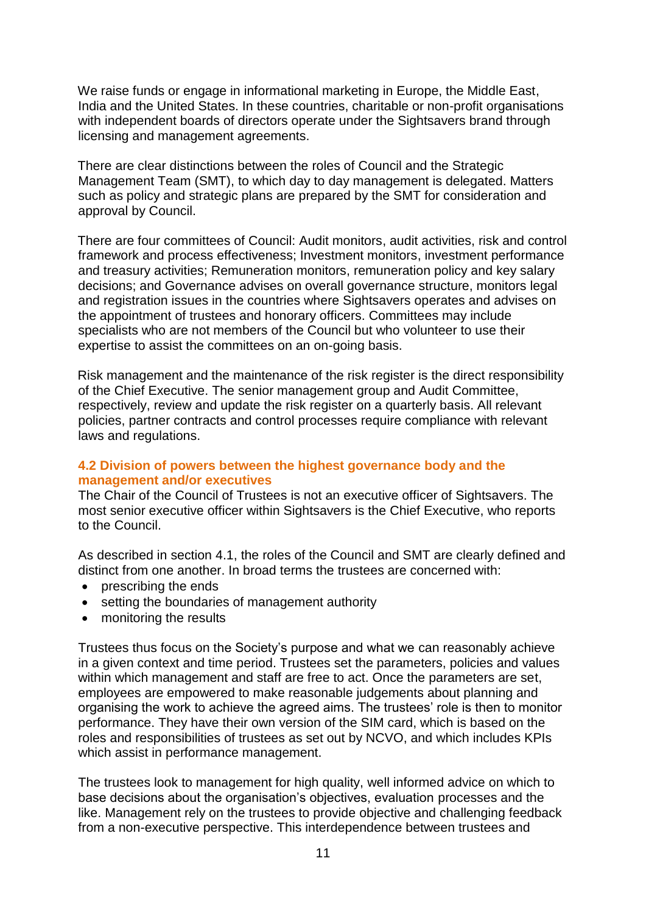We raise funds or engage in informational marketing in Europe, the Middle East, India and the United States. In these countries, charitable or non-profit organisations with independent boards of directors operate under the Sightsavers brand through licensing and management agreements.

There are clear distinctions between the roles of Council and the Strategic Management Team (SMT), to which day to day management is delegated. Matters such as policy and strategic plans are prepared by the SMT for consideration and approval by Council.

There are four committees of Council: Audit monitors, audit activities, risk and control framework and process effectiveness; Investment monitors, investment performance and treasury activities; Remuneration monitors, remuneration policy and key salary decisions; and Governance advises on overall governance structure, monitors legal and registration issues in the countries where Sightsavers operates and advises on the appointment of trustees and honorary officers. Committees may include specialists who are not members of the Council but who volunteer to use their expertise to assist the committees on an on-going basis.

Risk management and the maintenance of the risk register is the direct responsibility of the Chief Executive. The senior management group and Audit Committee, respectively, review and update the risk register on a quarterly basis. All relevant policies, partner contracts and control processes require compliance with relevant laws and regulations.

### 4.2 Division of powers between the highest governance body and the management and/or executives

The Chair of the Council of Trustees is not an executive officer of Sightsavers. The most senior executive officer within Sightsavers is the Chief Executive, who reports to the Council.

As described in section 4.1, the roles of the Council and SMT are clearly defined and distinct from one another. In broad terms the trustees are concerned with:

- prescribing the ends
- setting the boundaries of management authority
- monitoring the results

Trustees thus focus on the Society's purpose and what we can reasonably achieve in a given context and time period. Trustees set the parameters, policies and values within which management and staff are free to act. Once the parameters are set, employees are empowered to make reasonable judgements about planning and organising the work to achieve the agreed aims. The trustees' role is then to monitor performance. They have their own version of the SIM card, which is based on the roles and responsibilities of trustees as set out by NCVO, and which includes KPIs which assist in performance management.

The trustees look to management for high quality, well informed advice on which to base decisions about the organisation's objectives, evaluation processes and the like. Management rely on the trustees to provide objective and challenging feedback from a non-executive perspective. This interdependence between trustees and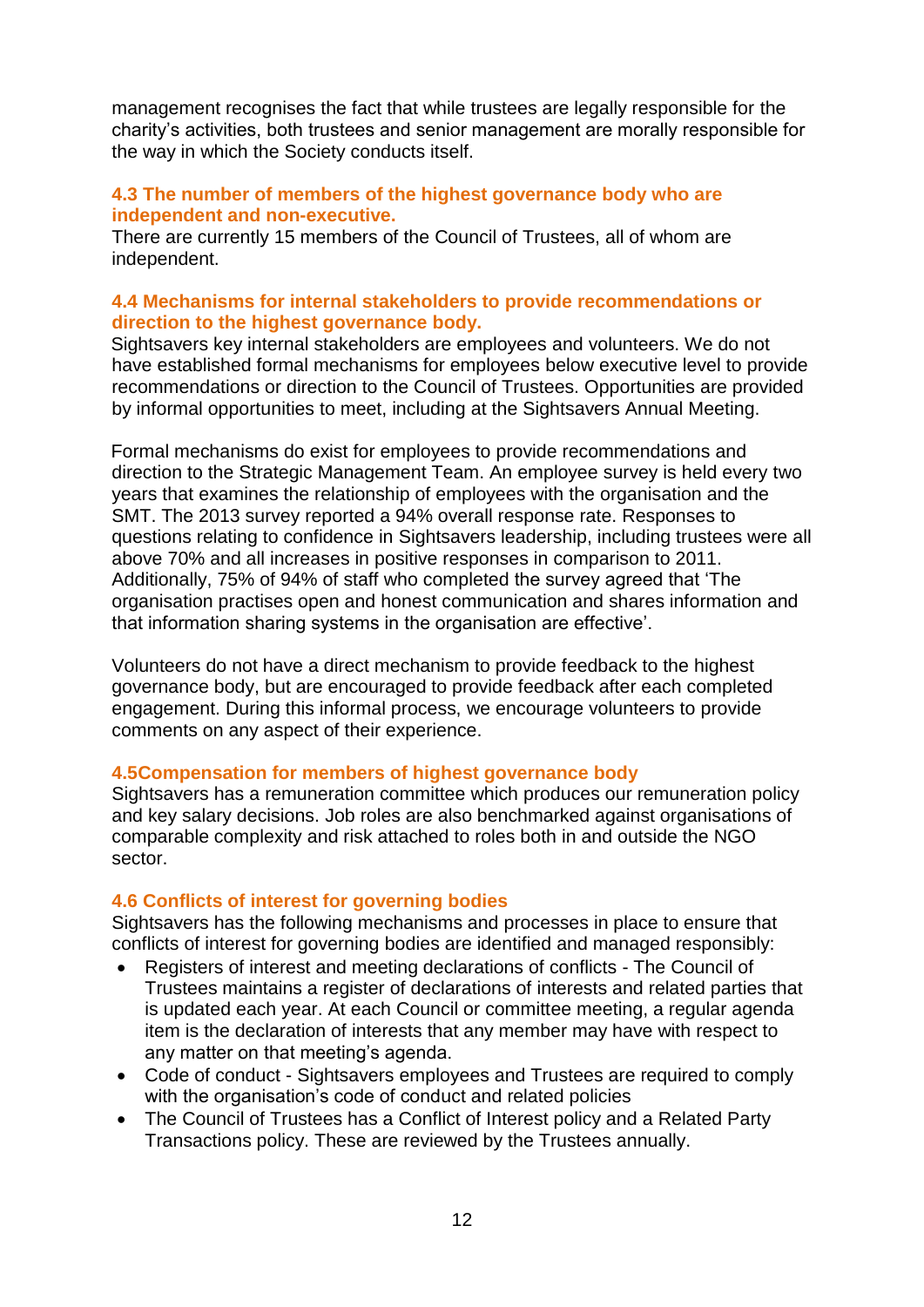management recognises the fact that while trustees are legally responsible for the charity's activities, both trustees and senior management are morally responsible for the way in which the Society conducts itself.

### 4.3 The number of members of the highest governance body who are independent and non-executive.

There are currently 15 members of the Council of Trustees, all of whom are independent.

### 4.4 Mechanisms for internal stakeholders to provide recommendations or direction to the highest governance body.

Sightsavers key internal stakeholders are employees and volunteers. We do not have established formal mechanisms for employees below executive level to provide recommendations or direction to the Council of Trustees. Opportunities are provided by informal opportunities to meet, including at the Sightsavers Annual Meeting.

Formal mechanisms do exist for employees to provide recommendations and direction to the Strategic Management Team. An employee survey is held every two years that examines the relationship of employees with the organisation and the SMT. The 2013 survey reported a 94% overall response rate. Responses to questions relating to confidence in Sightsavers leadership, including trustees were all above 70% and all increases in positive responses in comparison to 2011. Additionally, 75% of 94% of staff who completed the survey agreed that 'The organisation practises open and honest communication and shares information and that information sharing systems in the organisation are effective'.

Volunteers do not have a direct mechanism to provide feedback to the highest governance body, but are encouraged to provide feedback after each completed engagement. During this informal process, we encourage volunteers to provide comments on any aspect of their experience.

### 4.5Compensation for members of highest governance body

Sightsavers has a remuneration committee which produces our remuneration policy and key salary decisions. Job roles are also benchmarked against organisations of comparable complexity and risk attached to roles both in and outside the NGO sector.

### 4.6 Conflicts of interest for governing bodies

Sightsavers has the following mechanisms and processes in place to ensure that conflicts of interest for governing bodies are identified and managed responsibly:

- Registers of interest and meeting declarations of conflicts - The Council of Trustees maintains a register of declarations of interests and related parties that is updated each year. At each Council or committee meeting, a regular agenda item is the declaration of interests that any member may have with respect to any matter on that meeting's agenda.
- Code of conduct - Sightsavers employees and Trustees are required to comply with the organisation's code of conduct and related policies
- The Council of Trustees has a Conflict of Interest policy and a Related Party Transactions policy. These are reviewed by the Trustees annually.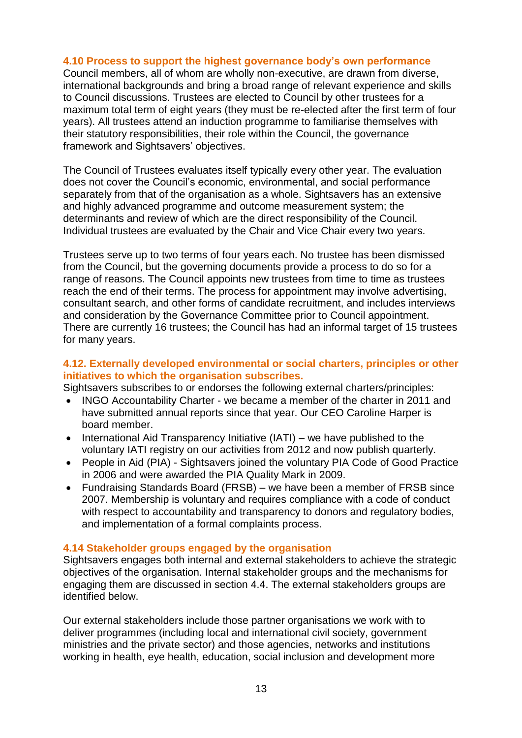### 4.10 Process to support the highest governance body's own performance

Council members, all of whom are wholly non-executive, are drawn from diverse, international backgrounds and bring a broad range of relevant experience and skills to Council discussions. Trustees are elected to Council by other trustees for a maximum total term of eight years (they must be re-elected after the first term of four years). All trustees attend an induction programme to familiarise themselves with their statutory responsibilities, their role within the Council, the governance framework and Sightsavers' objectives.

The Council of Trustees evaluates itself typically every other year. The evaluation does not cover the Council's economic, environmental, and social performance separately from that of the organisation as a whole. Sightsavers has an extensive and highly advanced programme and outcome measurement system; the determinants and review of which are the direct responsibility of the Council. Individual trustees are evaluated by the Chair and Vice Chair every two years.

Trustees serve up to two terms of four years each. No trustee has been dismissed from the Council, but the governing documents provide a process to do so for a range of reasons. The Council appoints new trustees from time to time as trustees reach the end of their terms. The process for appointment may involve advertising, consultant search, and other forms of candidate recruitment, and includes interviews and consideration by the Governance Committee prior to Council appointment. There are currently 16 trustees; the Council has had an informal target of 15 trustees for many years.

### 4.12. Externally developed environmental or social charters, principles or other initiatives to which the organisation subscribes.

Sightsavers subscribes to or endorses the following external charters/principles:

- INGO Accountability Charter - we became a member of the charter in 2011 and have submitted annual reports since that year. Our CEO Caroline Harper is board member.
- International Aid Transparency Initiative (IATI) – we have published to the voluntary IATI registry on our activities from 2012 and now publish quarterly.
- People in Aid (PIA) - Sightsavers joined the voluntary PIA Code of Good Practice in 2006 and were awarded the PIA Quality Mark in 2009.
- Fundraising Standards Board (FRSB) – we have been a member of FRSB since 2007. Membership is voluntary and requires compliance with a code of conduct with respect to accountability and transparency to donors and regulatory bodies, and implementation of a formal complaints process.

### 4.14 Stakeholder groups engaged by the organisation

Sightsavers engages both internal and external stakeholders to achieve the strategic objectives of the organisation. Internal stakeholder groups and the mechanisms for engaging them are discussed in section 4.4. The external stakeholders groups are identified below.

Our external stakeholders include those partner organisations we work with to deliver programmes (including local and international civil society, government ministries and the private sector) and those agencies, networks and institutions working in health, eye health, education, social inclusion and development more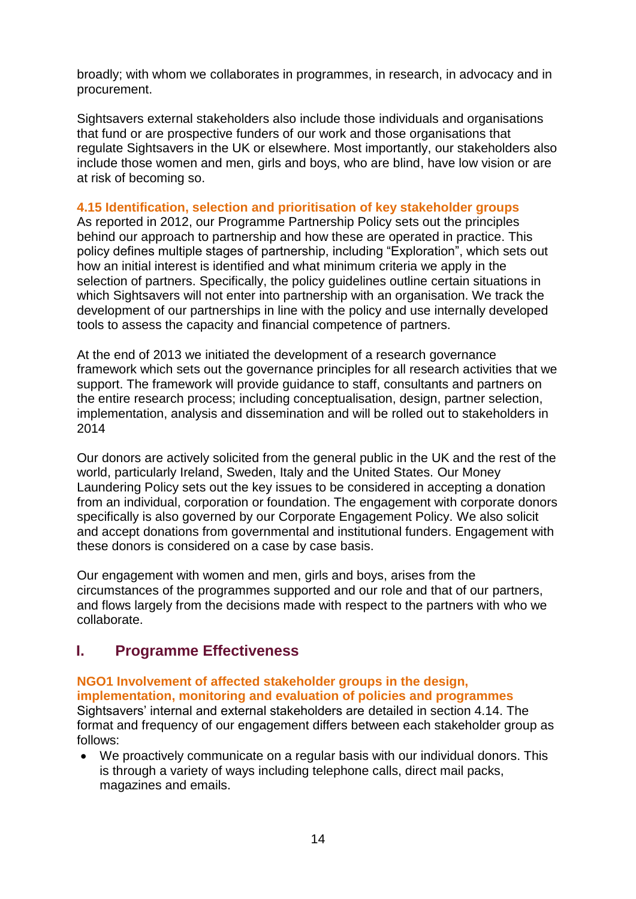broadly; with whom we collaborates in programmes, in research, in advocacy and in procurement.

Sightsavers external stakeholders also include those individuals and organisations that fund or are prospective funders of our work and those organisations that regulate Sightsavers in the UK or elsewhere. Most importantly, our stakeholders also include those women and men, girls and boys, who are blind, have low vision or are at risk of becoming so.

### 4.15 Identification, selection and prioritisation of key stakeholder groups

As reported in 2012, our Programme Partnership Policy sets out the principles behind our approach to partnership and how these are operated in practice. This policy defines multiple stages of partnership, including "Exploration", which sets out how an initial interest is identified and what minimum criteria we apply in the selection of partners. Specifically, the policy guidelines outline certain situations in which Sightsavers will not enter into partnership with an organisation. We track the development of our partnerships in line with the policy and use internally developed tools to assess the capacity and financial competence of partners.

At the end of 2013 we initiated the development of a research governance framework which sets out the governance principles for all research activities that we support. The framework will provide guidance to staff, consultants and partners on the entire research process; including conceptualisation, design, partner selection, implementation, analysis and dissemination and will be rolled out to stakeholders in 2014

Our donors are actively solicited from the general public in the UK and the rest of the world, particularly Ireland, Sweden, Italy and the United States. Our Money Laundering Policy sets out the key issues to be considered in accepting a donation from an individual, corporation or foundation. The engagement with corporate donors specifically is also governed by our Corporate Engagement Policy. We also solicit and accept donations from governmental and institutional funders. Engagement with these donors is considered on a case by case basis.

Our engagement with women and men, girls and boys, arises from the circumstances of the programmes supported and our role and that of our partners, and flows largely from the decisions made with respect to the partners with who we collaborate.

## I. Programme Effectiveness

### NGO1 Involvement of affected stakeholder groups in the design, implementation, monitoring and evaluation of policies and programmes

Sightsavers' internal and external stakeholders are detailed in section 4.14. The format and frequency of our engagement differs between each stakeholder group as follows:

- We proactively communicate on a regular basis with our individual donors. This is through a variety of ways including telephone calls, direct mail packs, magazines and emails.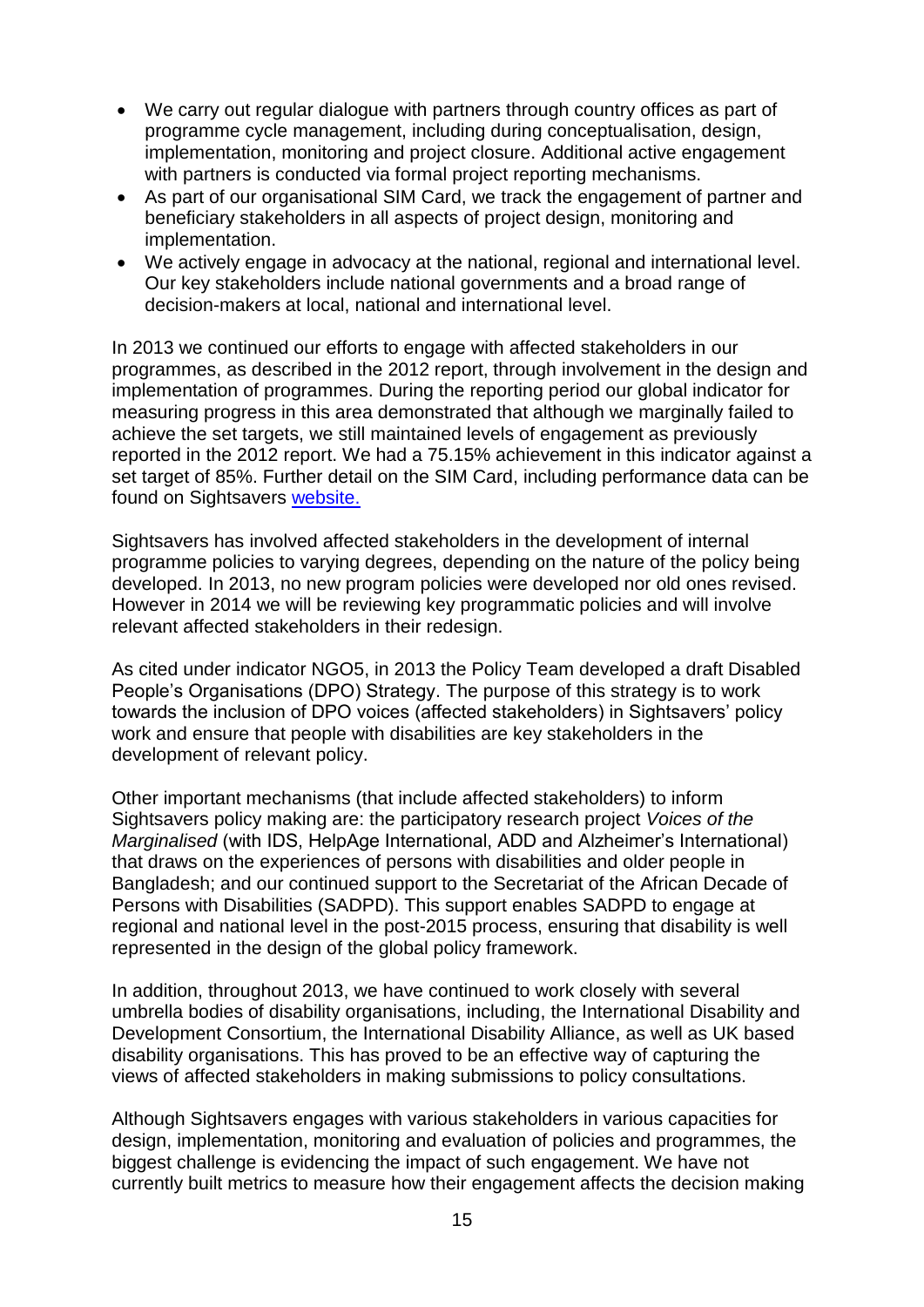- We carry out regular dialogue with partners through country offices as part of programme cycle management, including during conceptualisation, design, implementation, monitoring and project closure. Additional active engagement with partners is conducted via formal project reporting mechanisms.
- As part of our organisational SIM Card, we track the engagement of partner and beneficiary stakeholders in all aspects of project design, monitoring and implementation.
- We actively engage in advocacy at the national, regional and international level. Our key stakeholders include national governments and a broad range of decision-makers at local, national and international level.

In 2013 we continued our efforts to engage with affected stakeholders in our programmes, as described in the 2012 report, through involvement in the design and implementation of programmes. During the reporting period our global indicator for measuring progress in this area demonstrated that although we marginally failed to achieve the set targets, we still maintained levels of engagement as previously reported in the 2012 report. We had a 75.15% achievement in this indicator against a set target of 85%. Further detail on the SIM Card, including performance data can be found on Sightsavers [website.](website)

Sightsavers has involved affected stakeholders in the development of internal programme policies to varying degrees, depending on the nature of the policy being developed. In 2013, no new program policies were developed nor old ones revised. However in 2014 we will be reviewing key programmatic policies and will involve relevant affected stakeholders in their redesign.

As cited under indicator NGO5, in 2013 the Policy Team developed a draft Disabled People's Organisations (DPO) Strategy. The purpose of this strategy is to work towards the inclusion of DPO voices (affected stakeholders) in Sightsavers' policy work and ensure that people with disabilities are key stakeholders in the development of relevant policy.

Other important mechanisms (that include affected stakeholders) to inform Sightsavers policy making are: the participatory research project *Voices of the Marginalised* (with IDS, HelpAge International, ADD and Alzheimer's International) that draws on the experiences of persons with disabilities and older people in Bangladesh; and our continued support to the Secretariat of the African Decade of Persons with Disabilities (SADPD). This support enables SADPD to engage at regional and national level in the post-2015 process, ensuring that disability is well represented in the design of the global policy framework.

In addition, throughout 2013, we have continued to work closely with several umbrella bodies of disability organisations, including, the International Disability and Development Consortium, the International Disability Alliance, as well as UK based disability organisations. This has proved to be an effective way of capturing the views of affected stakeholders in making submissions to policy consultations.

Although Sightsavers engages with various stakeholders in various capacities for design, implementation, monitoring and evaluation of policies and programmes, the biggest challenge is evidencing the impact of such engagement. We have not currently built metrics to measure how their engagement affects the decision making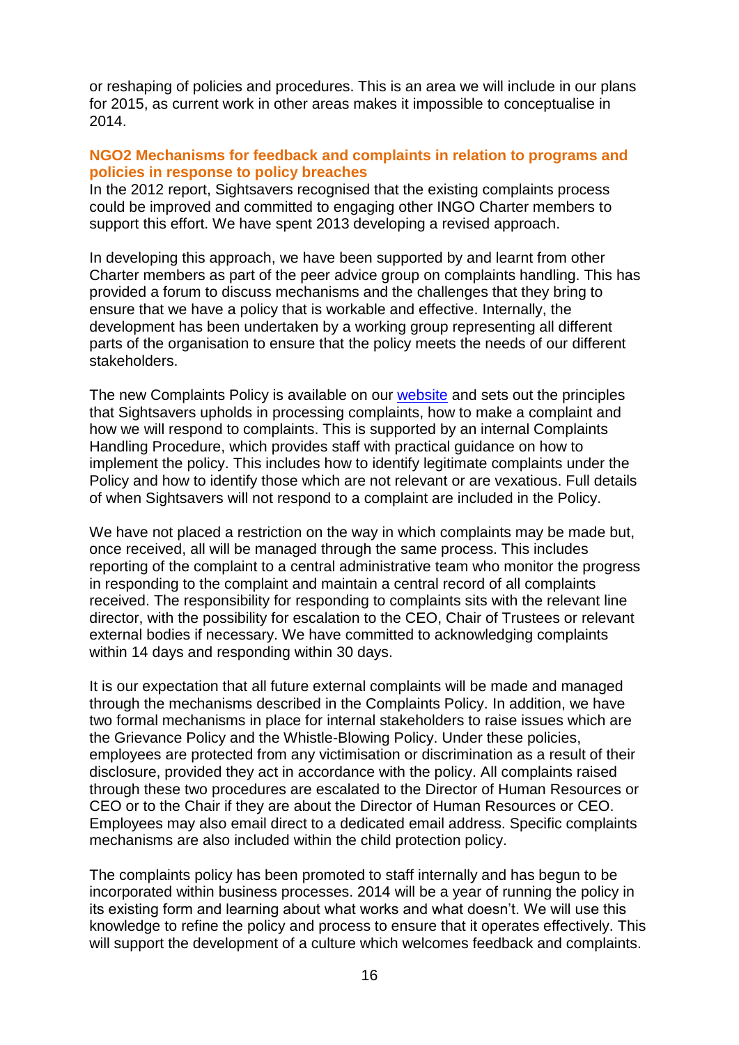or reshaping of policies and procedures. This is an area we will include in our plans for 2015, as current work in other areas makes it impossible to conceptualise in 2014.

### NGO2 Mechanisms for feedback and complaints in relation to programs and policies in response to policy breaches

In the 2012 report, Sightsavers recognised that the existing complaints process could be improved and committed to engaging other INGO Charter members to support this effort. We have spent 2013 developing a revised approach.

In developing this approach, we have been supported by and learnt from other Charter members as part of the peer advice group on complaints handling. This has provided a forum to discuss mechanisms and the challenges that they bring to ensure that we have a policy that is workable and effective. Internally, the development has been undertaken by a working group representing all different parts of the organisation to ensure that the policy meets the needs of our different stakeholders.

The new Complaints Policy is available on our website and sets out the principles that Sightsavers upholds in processing complaints, how to make a complaint and how we will respond to complaints. This is supported by an internal Complaints Handling Procedure, which provides staff with practical guidance on how to implement the policy. This includes how to identify legitimate complaints under the Policy and how to identify those which are not relevant or are vexatious. Full details of when Sightsavers will not respond to a complaint are included in the Policy.

We have not placed a restriction on the way in which complaints may be made but, once received, all will be managed through the same process. This includes reporting of the complaint to a central administrative team who monitor the progress in responding to the complaint and maintain a central record of all complaints received. The responsibility for responding to complaints sits with the relevant line director, with the possibility for escalation to the CEO, Chair of Trustees or relevant external bodies if necessary. We have committed to acknowledging complaints within 14 days and responding within 30 days.

It is our expectation that all future external complaints will be made and managed through the mechanisms described in the Complaints Policy. In addition, we have two formal mechanisms in place for internal stakeholders to raise issues which are the Grievance Policy and the Whistle-Blowing Policy. Under these policies, employees are protected from any victimisation or discrimination as a result of their disclosure, provided they act in accordance with the policy. All complaints raised through these two procedures are escalated to the Director of Human Resources or CEO or to the Chair if they are about the Director of Human Resources or CEO. Employees may also email direct to a dedicated email address. Specific complaints mechanisms are also included within the child protection policy.

The complaints policy has been promoted to staff internally and has begun to be incorporated within business processes. 2014 will be a year of running the policy in its existing form and learning about what works and what doesn't. We will use this knowledge to refine the policy and process to ensure that it operates effectively. This will support the development of a culture which welcomes feedback and complaints.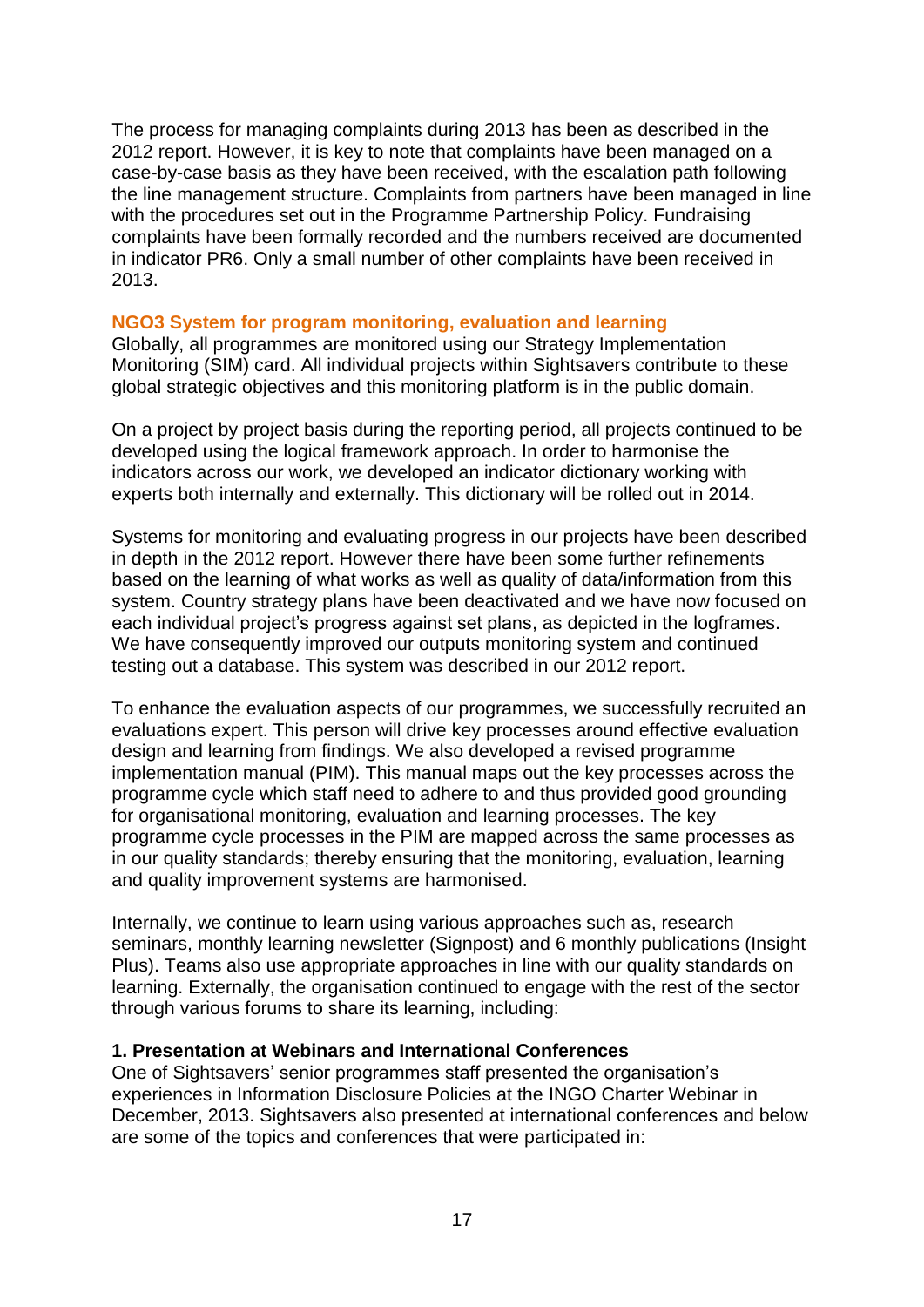The process for managing complaints during 2013 has been as described in the 2012 report. However, it is key to note that complaints have been managed on a case-by-case basis as they have been received, with the escalation path following the line management structure. Complaints from partners have been managed in line with the procedures set out in the Programme Partnership Policy. Fundraising complaints have been formally recorded and the numbers received are documented in indicator PR6. Only a small number of other complaints have been received in 2013.

### NGO3 System for program monitoring, evaluation and learning

Globally, all programmes are monitored using our Strategy Implementation Monitoring (SIM) card. All individual projects within Sightsavers contribute to these global strategic objectives and this monitoring platform is in the public domain.

On a project by project basis during the reporting period, all projects continued to be developed using the logical framework approach. In order to harmonise the indicators across our work, we developed an indicator dictionary working with experts both internally and externally. This dictionary will be rolled out in 2014.

Systems for monitoring and evaluating progress in our projects have been described in depth in the 2012 report. However there have been some further refinements based on the learning of what works as well as quality of data/information from this system. Country strategy plans have been deactivated and we have now focused on each individual project's progress against set plans, as depicted in the logframes. We have consequently improved our outputs monitoring system and continued testing out a database. This system was described in our 2012 report.

To enhance the evaluation aspects of our programmes, we successfully recruited an evaluations expert. This person will drive key processes around effective evaluation design and learning from findings. We also developed a revised programme implementation manual (PIM). This manual maps out the key processes across the programme cycle which staff need to adhere to and thus provided good grounding for organisational monitoring, evaluation and learning processes. The key programme cycle processes in the PIM are mapped across the same processes as in our quality standards; thereby ensuring that the monitoring, evaluation, learning and quality improvement systems are harmonised.

Internally, we continue to learn using various approaches such as, research seminars, monthly learning newsletter (Signpost) and 6 monthly publications (Insight Plus). Teams also use appropriate approaches in line with our quality standards on learning. Externally, the organisation continued to engage with the rest of the sector through various forums to share its learning, including:

**1. Presentation at Webinars and International Conferences**

One of Sightsavers' senior programmes staff presented the organisation's experiences in Information Disclosure Policies at the INGO Charter Webinar in December, 2013. Sightsavers also presented at international conferences and below are some of the topics and conferences that were participated in: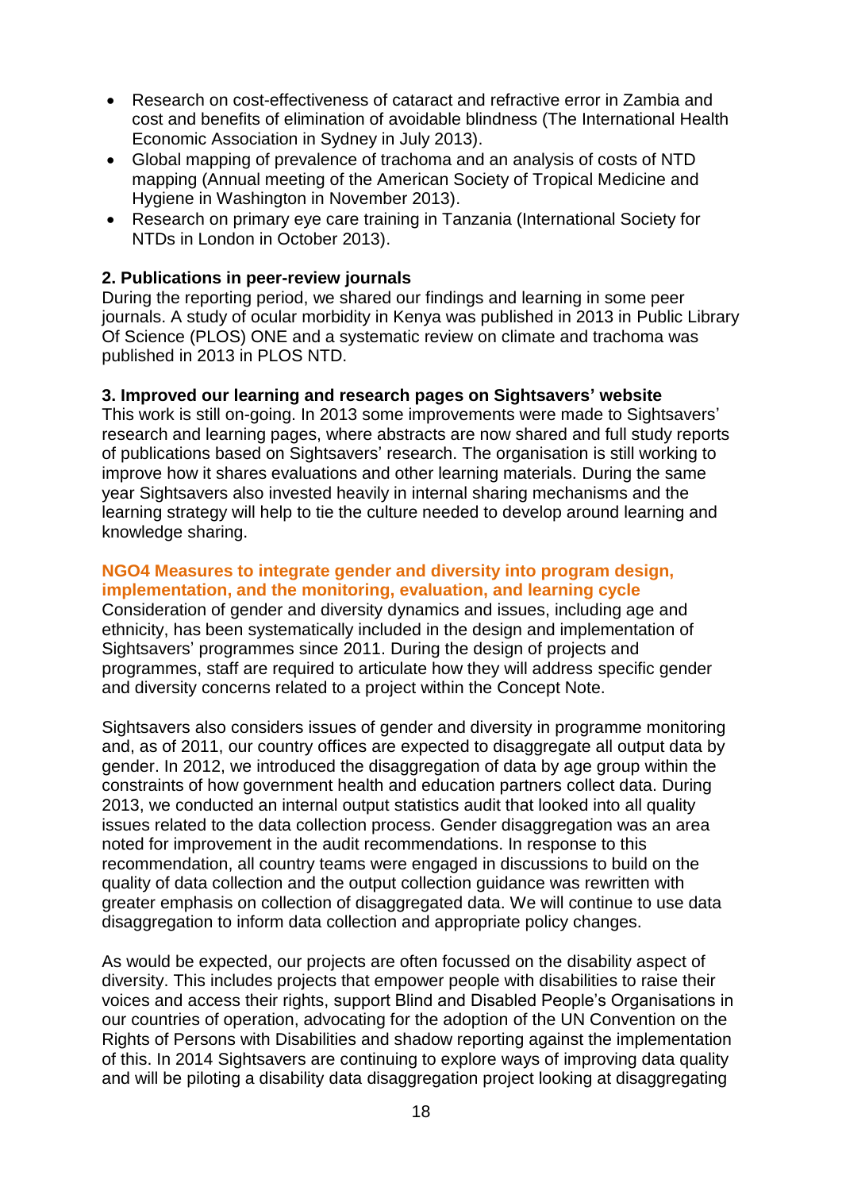- Research on cost-effectiveness of cataract and refractive error in Zambia and cost and benefits of elimination of avoidable blindness (The International Health Economic Association in Sydney in July 2013).
- Global mapping of prevalence of trachoma and an analysis of costs of NTD mapping (Annual meeting of the American Society of Tropical Medicine and Hygiene in Washington in November 2013).
- Research on primary eye care training in Tanzania (International Society for NTDs in London in October 2013).

**2. Publications in peer-review journals**

During the reporting period, we shared our findings and learning in some peer journals. A study of ocular morbidity in Kenya was published in 2013 in Public Library Of Science (PLOS) ONE and a systematic review on climate and trachoma was published in 2013 in PLOS NTD.

**3. Improved our learning and research pages on Sightsavers' website**

This work is still on-going. In 2013 some improvements were made to Sightsavers' research and learning pages, where abstracts are now shared and full study reports of publications based on Sightsavers' research. The organisation is still working to improve how it shares evaluations and other learning materials. During the same year Sightsavers also invested heavily in internal sharing mechanisms and the learning strategy will help to tie the culture needed to develop around learning and knowledge sharing.

## NGO4 Measures to integrate gender and diversity into program design, implementation, and the monitoring, evaluation, and learning cycle

Consideration of gender and diversity dynamics and issues, including age and ethnicity, has been systematically included in the design and implementation of Sightsavers' programmes since 2011. During the design of projects and programmes, staff are required to articulate how they will address specific gender and diversity concerns related to a project within the Concept Note.

Sightsavers also considers issues of gender and diversity in programme monitoring and, as of 2011, our country offices are expected to disaggregate all output data by gender. In 2012, we introduced the disaggregation of data by age group within the constraints of how government health and education partners collect data. During 2013, we conducted an internal output statistics audit that looked into all quality issues related to the data collection process. Gender disaggregation was an area noted for improvement in the audit recommendations. In response to this recommendation, all country teams were engaged in discussions to build on the quality of data collection and the output collection guidance was rewritten with greater emphasis on collection of disaggregated data. We will continue to use data disaggregation to inform data collection and appropriate policy changes.

As would be expected, our projects are often focussed on the disability aspect of diversity. This includes projects that empower people with disabilities to raise their voices and access their rights, support Blind and Disabled People's Organisations in our countries of operation, advocating for the adoption of the UN Convention on the Rights of Persons with Disabilities and shadow reporting against the implementation of this. In 2014 Sightsavers are continuing to explore ways of improving data quality and will be piloting a disability data disaggregation project looking at disaggregating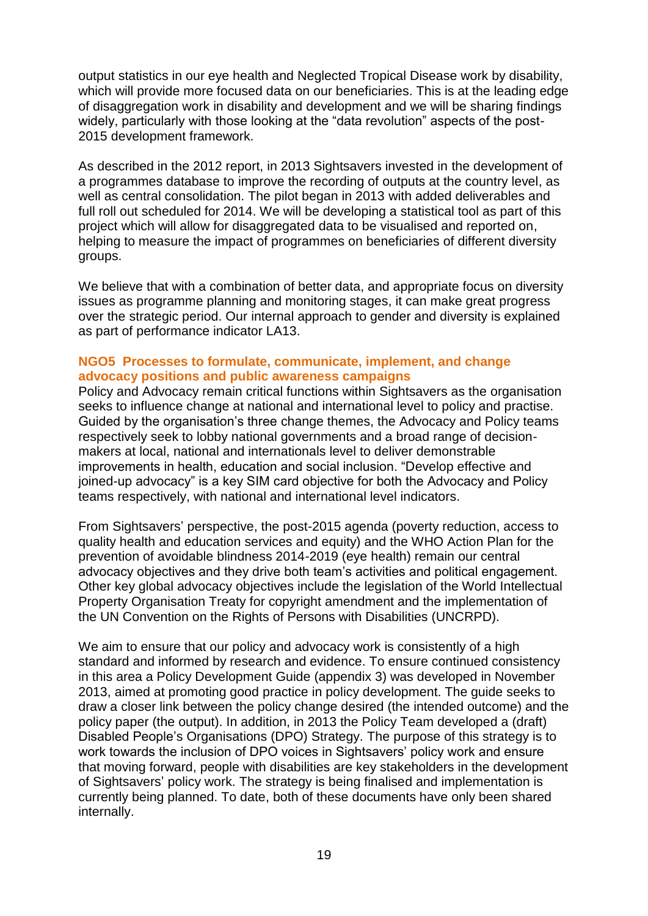output statistics in our eye health and Neglected Tropical Disease work by disability, which will provide more focused data on our beneficiaries. This is at the leading edge of disaggregation work in disability and development and we will be sharing findings widely, particularly with those looking at the "data revolution" aspects of the post-2015 development framework.

As described in the 2012 report, in 2013 Sightsavers invested in the development of a programmes database to improve the recording of outputs at the country level, as well as central consolidation. The pilot began in 2013 with added deliverables and full roll out scheduled for 2014. We will be developing a statistical tool as part of this project which will allow for disaggregated data to be visualised and reported on, helping to measure the impact of programmes on beneficiaries of different diversity groups.

We believe that with a combination of better data, and appropriate focus on diversity issues as programme planning and monitoring stages, it can make great progress over the strategic period. Our internal approach to gender and diversity is explained as part of performance indicator LA13.

### NGO5 Processes to formulate, communicate, implement, and change advocacy positions and public awareness campaigns

Policy and Advocacy remain critical functions within Sightsavers as the organisation seeks to influence change at national and international level to policy and practise. Guided by the organisation's three change themes, the Advocacy and Policy teams respectively seek to lobby national governments and a broad range of decision-makers at local, national and internationals level to deliver demonstrable improvements in health, education and social inclusion. "Develop effective and joined-up advocacy" is a key SIM card objective for both the Advocacy and Policy teams respectively, with national and international level indicators.

From Sightsavers' perspective, the post-2015 agenda (poverty reduction, access to quality health and education services and equity) and the WHO Action Plan for the prevention of avoidable blindness 2014-2019 (eye health) remain our central advocacy objectives and they drive both team's activities and political engagement. Other key global advocacy objectives include the legislation of the World Intellectual Property Organisation Treaty for copyright amendment and the implementation of the UN Convention on the Rights of Persons with Disabilities (UNCRPD).

We aim to ensure that our policy and advocacy work is consistently of a high standard and informed by research and evidence. To ensure continued consistency in this area a Policy Development Guide (appendix 3) was developed in November 2013, aimed at promoting good practice in policy development. The guide seeks to draw a closer link between the policy change desired (the intended outcome) and the policy paper (the output). In addition, in 2013 the Policy Team developed a (draft) Disabled People's Organisations (DPO) Strategy. The purpose of this strategy is to work towards the inclusion of DPO voices in Sightsavers' policy work and ensure that moving forward, people with disabilities are key stakeholders in the development of Sightsavers' policy work. The strategy is being finalised and implementation is currently being planned. To date, both of these documents have only been shared internally.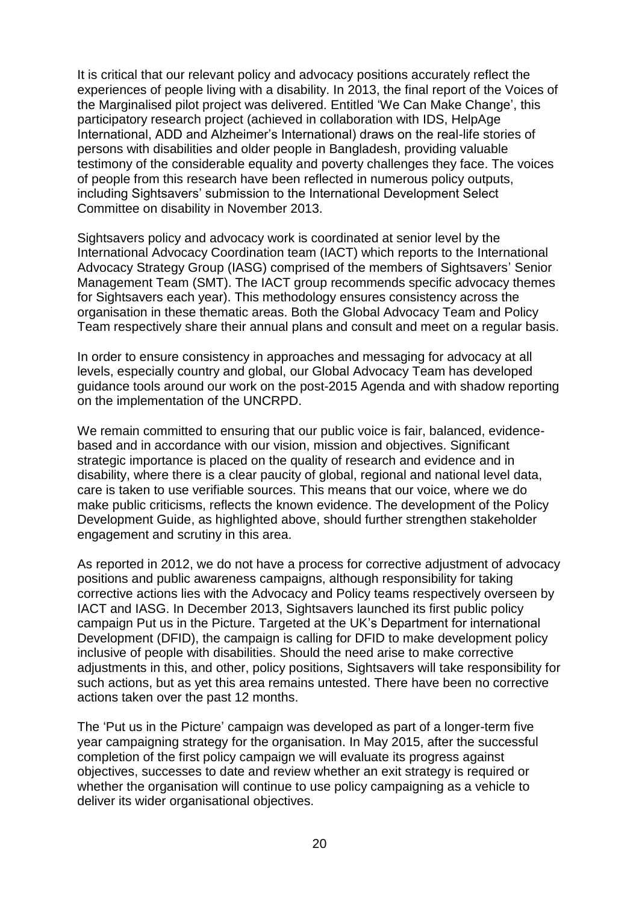It is critical that our relevant policy and advocacy positions accurately reflect the experiences of people living with a disability. In 2013, the final report of the Voices of the Marginalised pilot project was delivered. Entitled 'We Can Make Change', this participatory research project (achieved in collaboration with IDS, HelpAge International, ADD and Alzheimer's International) draws on the real-life stories of persons with disabilities and older people in Bangladesh, providing valuable testimony of the considerable equality and poverty challenges they face. The voices of people from this research have been reflected in numerous policy outputs, including Sightsavers' submission to the International Development Select Committee on disability in November 2013.

Sightsavers policy and advocacy work is coordinated at senior level by the International Advocacy Coordination team (IACT) which reports to the International Advocacy Strategy Group (IASG) comprised of the members of Sightsavers' Senior Management Team (SMT). The IACT group recommends specific advocacy themes for Sightsavers each year). This methodology ensures consistency across the organisation in these thematic areas. Both the Global Advocacy Team and Policy Team respectively share their annual plans and consult and meet on a regular basis.

In order to ensure consistency in approaches and messaging for advocacy at all levels, especially country and global, our Global Advocacy Team has developed guidance tools around our work on the post-2015 Agenda and with shadow reporting on the implementation of the UNCRPD.

We remain committed to ensuring that our public voice is fair, balanced, evidence-based and in accordance with our vision, mission and objectives. Significant strategic importance is placed on the quality of research and evidence and in disability, where there is a clear paucity of global, regional and national level data, care is taken to use verifiable sources. This means that our voice, where we do make public criticisms, reflects the known evidence. The development of the Policy Development Guide, as highlighted above, should further strengthen stakeholder engagement and scrutiny in this area.

As reported in 2012, we do not have a process for corrective adjustment of advocacy positions and public awareness campaigns, although responsibility for taking corrective actions lies with the Advocacy and Policy teams respectively overseen by IACT and IASG. In December 2013, Sightsavers launched its first public policy campaign Put us in the Picture. Targeted at the UK's Department for international Development (DFID), the campaign is calling for DFID to make development policy inclusive of people with disabilities. Should the need arise to make corrective adjustments in this, and other, policy positions, Sightsavers will take responsibility for such actions, but as yet this area remains untested. There have been no corrective actions taken over the past 12 months.

The 'Put us in the Picture' campaign was developed as part of a longer-term five year campaigning strategy for the organisation. In May 2015, after the successful completion of the first policy campaign we will evaluate its progress against objectives, successes to date and review whether an exit strategy is required or whether the organisation will continue to use policy campaigning as a vehicle to deliver its wider organisational objectives.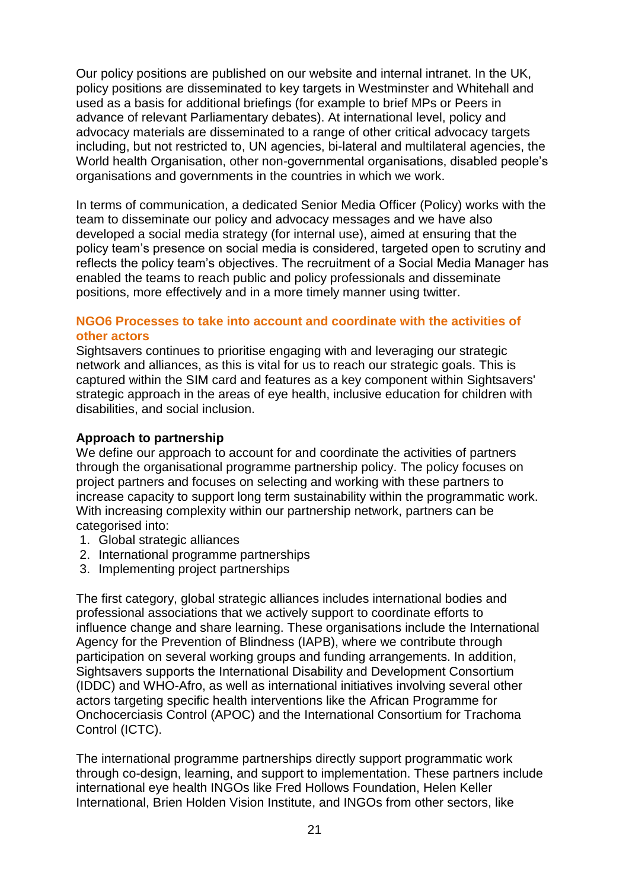Our policy positions are published on our website and internal intranet. In the UK, policy positions are disseminated to key targets in Westminster and Whitehall and used as a basis for additional briefings (for example to brief MPs or Peers in advance of relevant Parliamentary debates). At international level, policy and advocacy materials are disseminated to a range of other critical advocacy targets including, but not restricted to, UN agencies, bi-lateral and multilateral agencies, the World health Organisation, other non-governmental organisations, disabled people's organisations and governments in the countries in which we work.

In terms of communication, a dedicated Senior Media Officer (Policy) works with the team to disseminate our policy and advocacy messages and we have also developed a social media strategy (for internal use), aimed at ensuring that the policy team's presence on social media is considered, targeted open to scrutiny and reflects the policy team's objectives. The recruitment of a Social Media Manager has enabled the teams to reach public and policy professionals and disseminate positions, more effectively and in a more timely manner using twitter.

### NGO6 Processes to take into account and coordinate with the activities of other actors

Sightsavers continues to prioritise engaging with and leveraging our strategic network and alliances, as this is vital for us to reach our strategic goals. This is captured within the SIM card and features as a key component within Sightsavers' strategic approach in the areas of eye health, inclusive education for children with disabilities, and social inclusion.

**Approach to partnership**

We define our approach to account for and coordinate the activities of partners through the organisational programme partnership policy. The policy focuses on project partners and focuses on selecting and working with these partners to increase capacity to support long term sustainability within the programmatic work. With increasing complexity within our partnership network, partners can be categorised into:

1. Global strategic alliances
2. International programme partnerships
3. Implementing project partnerships

The first category, global strategic alliances includes international bodies and professional associations that we actively support to coordinate efforts to influence change and share learning. These organisations include the International Agency for the Prevention of Blindness (IAPB), where we contribute through participation on several working groups and funding arrangements. In addition, Sightsavers supports the International Disability and Development Consortium (IDDC) and WHO-Afro, as well as international initiatives involving several other actors targeting specific health interventions like the African Programme for Onchocerciasis Control (APOC) and the International Consortium for Trachoma Control (ICTC).

The international programme partnerships directly support programmatic work through co-design, learning, and support to implementation. These partners include international eye health INGOs like Fred Hollows Foundation, Helen Keller International, Brien Holden Vision Institute, and INGOs from other sectors, like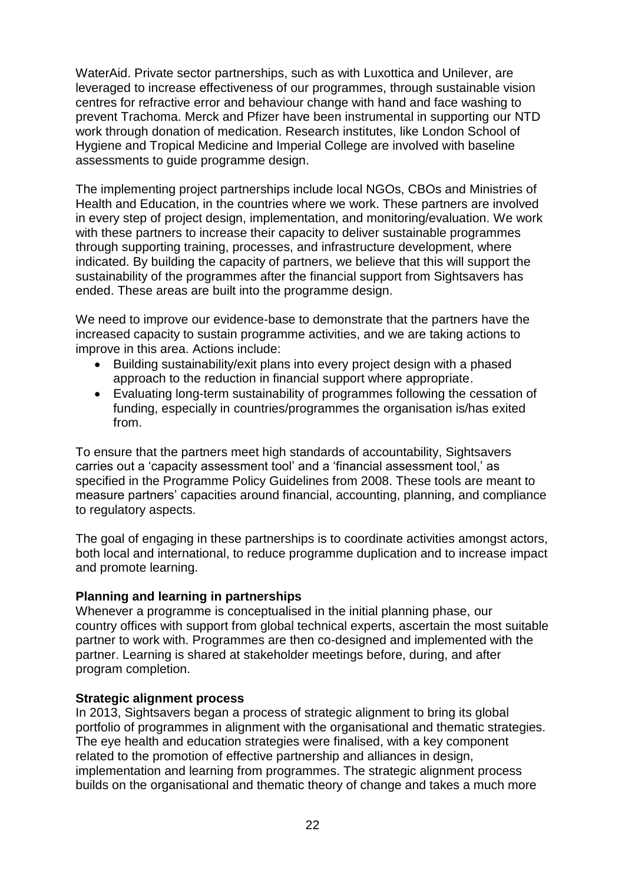WaterAid. Private sector partnerships, such as with Luxottica and Unilever, are leveraged to increase effectiveness of our programmes, through sustainable vision centres for refractive error and behaviour change with hand and face washing to prevent Trachoma. Merck and Pfizer have been instrumental in supporting our NTD work through donation of medication. Research institutes, like London School of Hygiene and Tropical Medicine and Imperial College are involved with baseline assessments to guide programme design.

The implementing project partnerships include local NGOs, CBOs and Ministries of Health and Education, in the countries where we work. These partners are involved in every step of project design, implementation, and monitoring/evaluation. We work with these partners to increase their capacity to deliver sustainable programmes through supporting training, processes, and infrastructure development, where indicated. By building the capacity of partners, we believe that this will support the sustainability of the programmes after the financial support from Sightsavers has ended. These areas are built into the programme design.

We need to improve our evidence-base to demonstrate that the partners have the increased capacity to sustain programme activities, and we are taking actions to improve in this area. Actions include:

- Building sustainability/exit plans into every project design with a phased approach to the reduction in financial support where appropriate.
- Evaluating long-term sustainability of programmes following the cessation of funding, especially in countries/programmes the organisation is/has exited from.

To ensure that the partners meet high standards of accountability, Sightsavers carries out a 'capacity assessment tool' and a 'financial assessment tool,' as specified in the Programme Policy Guidelines from 2008. These tools are meant to measure partners' capacities around financial, accounting, planning, and compliance to regulatory aspects.

The goal of engaging in these partnerships is to coordinate activities amongst actors, both local and international, to reduce programme duplication and to increase impact and promote learning.

**Planning and learning in partnerships**

Whenever a programme is conceptualised in the initial planning phase, our country offices with support from global technical experts, ascertain the most suitable partner to work with. Programmes are then co-designed and implemented with the partner. Learning is shared at stakeholder meetings before, during, and after program completion.

**Strategic alignment process**

In 2013, Sightsavers began a process of strategic alignment to bring its global portfolio of programmes in alignment with the organisational and thematic strategies. The eye health and education strategies were finalised, with a key component related to the promotion of effective partnership and alliances in design, implementation and learning from programmes. The strategic alignment process builds on the organisational and thematic theory of change and takes a much more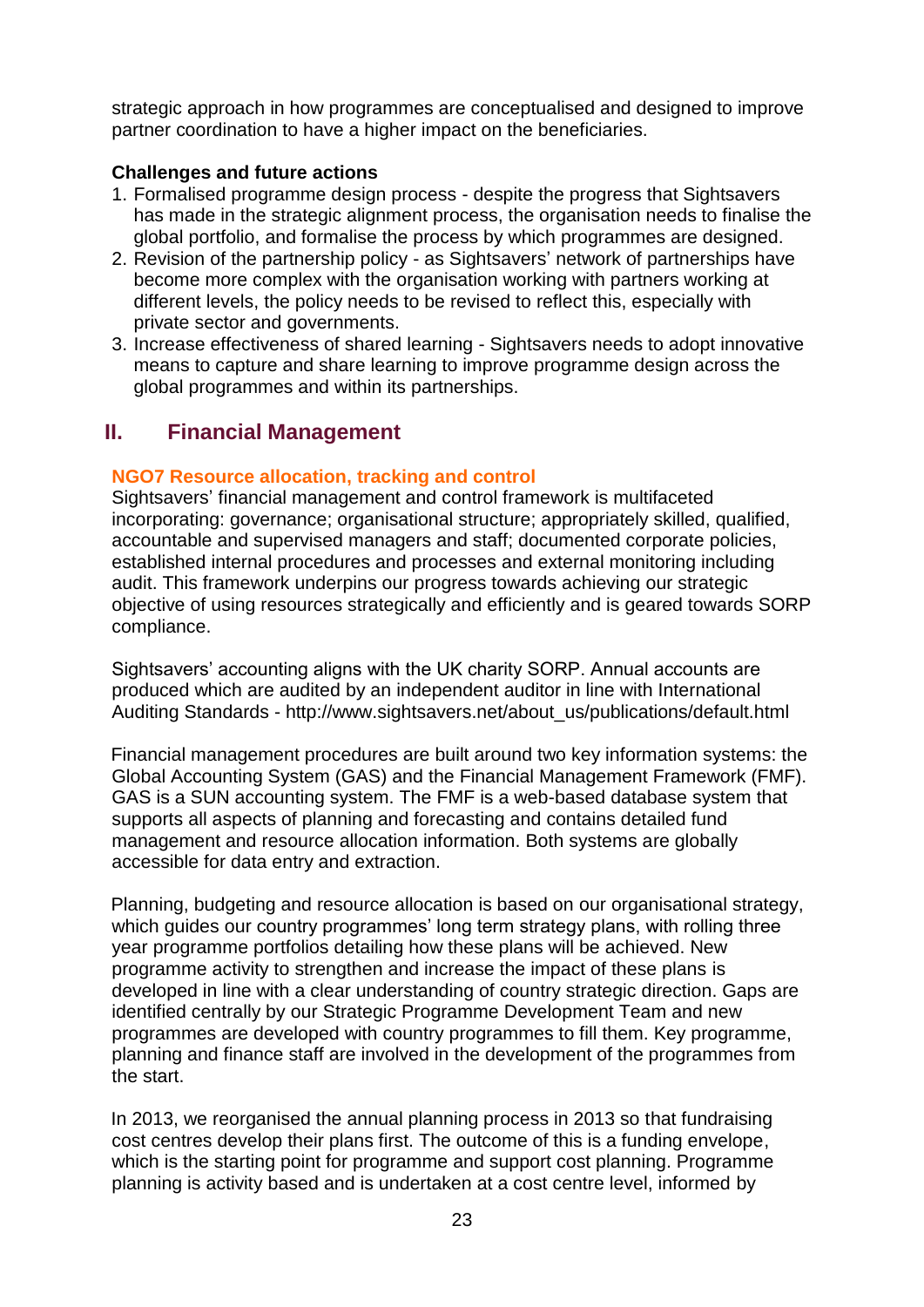strategic approach in how programmes are conceptualised and designed to improve partner coordination to have a higher impact on the beneficiaries.

**Challenges and future actions**

1. Formalised programme design process - despite the progress that Sightsavers has made in the strategic alignment process, the organisation needs to finalise the global portfolio, and formalise the process by which programmes are designed.
2. Revision of the partnership policy - as Sightsavers' network of partnerships have become more complex with the organisation working with partners working at different levels, the policy needs to be revised to reflect this, especially with private sector and governments.
3. Increase effectiveness of shared learning - Sightsavers needs to adopt innovative means to capture and share learning to improve programme design across the global programmes and within its partnerships.

## II. Financial Management

### NGO7 Resource allocation, tracking and control

Sightsavers' financial management and control framework is multifaceted incorporating: governance; organisational structure; appropriately skilled, qualified, accountable and supervised managers and staff; documented corporate policies, established internal procedures and processes and external monitoring including audit. This framework underpins our progress towards achieving our strategic objective of using resources strategically and efficiently and is geared towards SORP compliance.

Sightsavers' accounting aligns with the UK charity SORP. Annual accounts are produced which are audited by an independent auditor in line with International Auditing Standards - http://www.sightsavers.net/about_us/publications/default.html

Financial management procedures are built around two key information systems: the Global Accounting System (GAS) and the Financial Management Framework (FMF). GAS is a SUN accounting system. The FMF is a web-based database system that supports all aspects of planning and forecasting and contains detailed fund management and resource allocation information. Both systems are globally accessible for data entry and extraction.

Planning, budgeting and resource allocation is based on our organisational strategy, which guides our country programmes' long term strategy plans, with rolling three year programme portfolios detailing how these plans will be achieved. New programme activity to strengthen and increase the impact of these plans is developed in line with a clear understanding of country strategic direction. Gaps are identified centrally by our Strategic Programme Development Team and new programmes are developed with country programmes to fill them. Key programme, planning and finance staff are involved in the development of the programmes from the start.

In 2013, we reorganised the annual planning process in 2013 so that fundraising cost centres develop their plans first. The outcome of this is a funding envelope, which is the starting point for programme and support cost planning. Programme planning is activity based and is undertaken at a cost centre level, informed by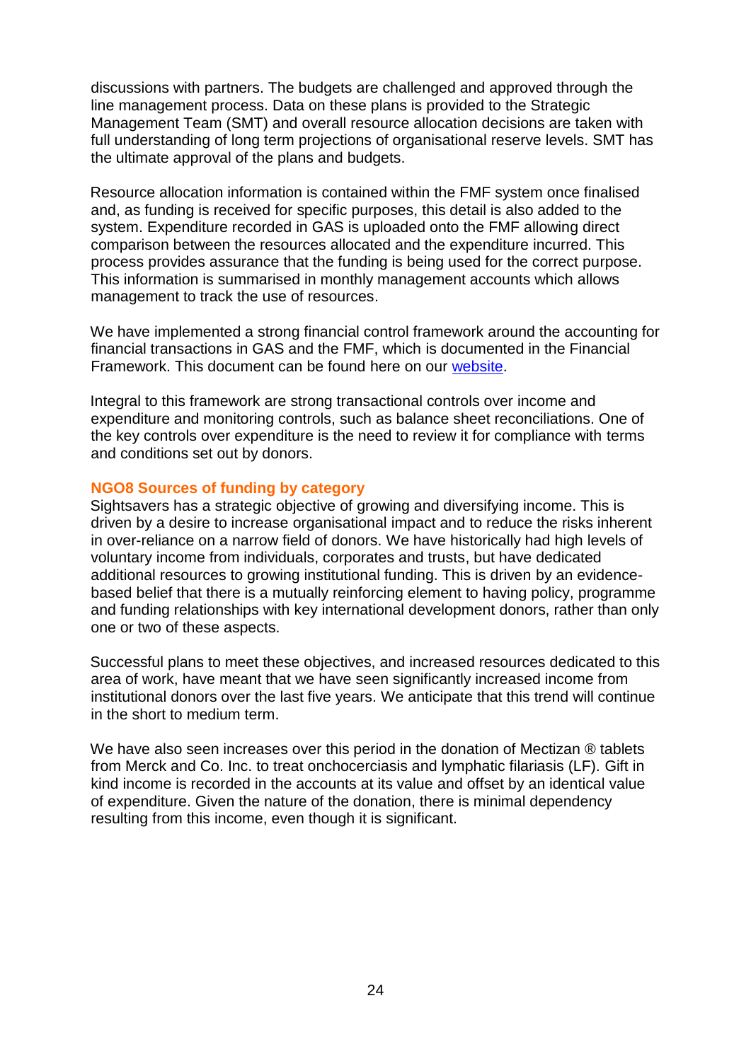discussions with partners. The budgets are challenged and approved through the line management process. Data on these plans is provided to the Strategic Management Team (SMT) and overall resource allocation decisions are taken with full understanding of long term projections of organisational reserve levels. SMT has the ultimate approval of the plans and budgets.

Resource allocation information is contained within the FMF system once finalised and, as funding is received for specific purposes, this detail is also added to the system. Expenditure recorded in GAS is uploaded onto the FMF allowing direct comparison between the resources allocated and the expenditure incurred. This process provides assurance that the funding is being used for the correct purpose. This information is summarised in monthly management accounts which allows management to track the use of resources.

We have implemented a strong financial control framework around the accounting for financial transactions in GAS and the FMF, which is documented in the Financial Framework. This document can be found here on our website.

Integral to this framework are strong transactional controls over income and expenditure and monitoring controls, such as balance sheet reconciliations. One of the key controls over expenditure is the need to review it for compliance with terms and conditions set out by donors.

### NGO8 Sources of funding by category

Sightsavers has a strategic objective of growing and diversifying income. This is driven by a desire to increase organisational impact and to reduce the risks inherent in over-reliance on a narrow field of donors. We have historically had high levels of voluntary income from individuals, corporates and trusts, but have dedicated additional resources to growing institutional funding. This is driven by an evidence-based belief that there is a mutually reinforcing element to having policy, programme and funding relationships with key international development donors, rather than only one or two of these aspects.

Successful plans to meet these objectives, and increased resources dedicated to this area of work, have meant that we have seen significantly increased income from institutional donors over the last five years. We anticipate that this trend will continue in the short to medium term.

We have also seen increases over this period in the donation of Mectizan ® tablets from Merck and Co. Inc. to treat onchocerciasis and lymphatic filariasis (LF). Gift in kind income is recorded in the accounts at its value and offset by an identical value of expenditure. Given the nature of the donation, there is minimal dependency resulting from this income, even though it is significant.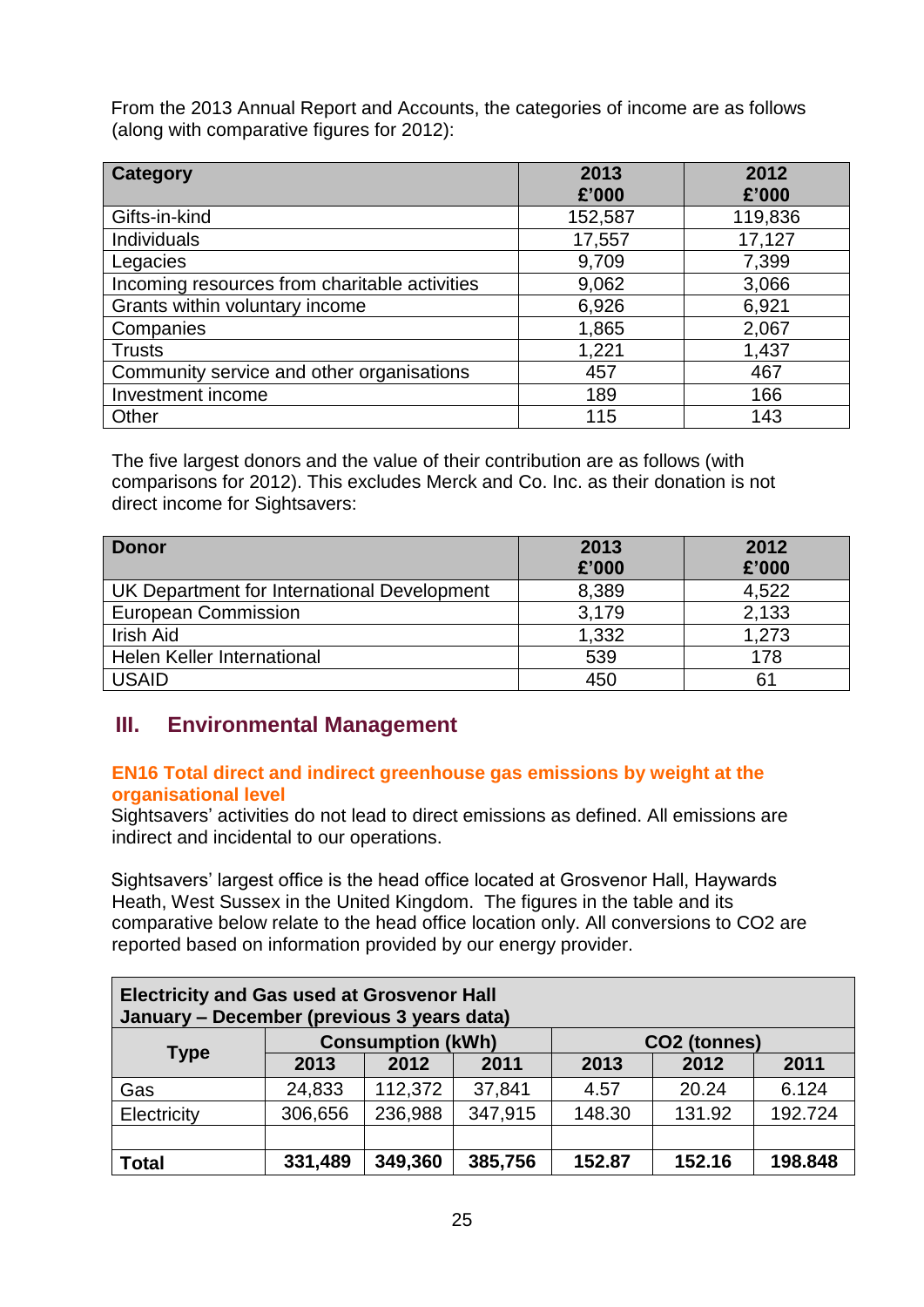From the 2013 Annual Report and Accounts, the categories of income are as follows (along with comparative figures for 2012):

| Category | 2013 £'000 | 2012 £'000 |
|---|---|---|
| Gifts-in-kind | 152,587 | 119,836 |
| Individuals | 17,557 | 17,127 |
| Legacies | 9,709 | 7,399 |
| Incoming resources from charitable activities | 9,062 | 3,066 |
| Grants within voluntary income | 6,926 | 6,921 |
| Companies | 1,865 | 2,067 |
| Trusts | 1,221 | 1,437 |
| Community service and other organisations | 457 | 467 |
| Investment income | 189 | 166 |
| Other | 115 | 143 |

The five largest donors and the value of their contribution are as follows (with comparisons for 2012). This excludes Merck and Co. Inc. as their donation is not direct income for Sightsavers:

| Donor | 2013 £'000 | 2012 £'000 |
|---|---|---|
| UK Department for International Development | 8,389 | 4,522 |
| European Commission | 3,179 | 2,133 |
| Irish Aid | 1,332 | 1,273 |
| Helen Keller International | 539 | 178 |
| USAID | 450 | 61 |

## III. Environmental Management

### EN16 Total direct and indirect greenhouse gas emissions by weight at the organisational level

Sightsavers' activities do not lead to direct emissions as defined. All emissions are indirect and incidental to our operations.

Sightsavers' largest office is the head office located at Grosvenor Hall, Haywards Heath, West Sussex in the United Kingdom. The figures in the table and its comparative below relate to the head office location only. All conversions to $CO_2$ are reported based on information provided by our energy provider.

**Electricity and Gas used at Grosvenor Hall January – December (previous 3 years data)**

| Type | Consumption (kWh) | | | $CO_2$ (tonnes) | | |
|---|---|---|---|---|---|---|
| | 2013 | 2012 | 2011 | 2013 | 2012 | 2011 |
| Gas | 24,833 | 112,372 | 37,841 | 4.57 | 20.24 | 6.124 |
| Electricity | 306,656 | 236,988 | 347,915 | 148.30 | 131.92 | 192.724 |
| | | | | | | |
| **Total** | **331,489** | **349,360** | **385,756** | **152.87** | **152.16** | **198.848** |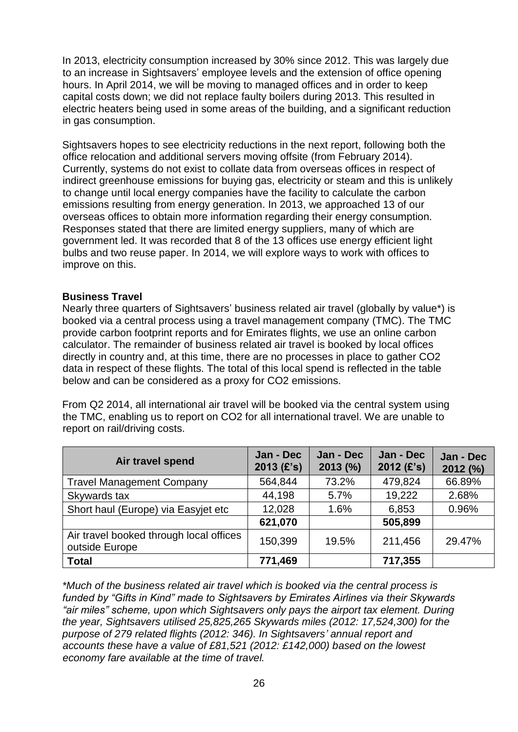In 2013, electricity consumption increased by 30% since 2012. This was largely due to an increase in Sightsavers' employee levels and the extension of office opening hours. In April 2014, we will be moving to managed offices and in order to keep capital costs down; we did not replace faulty boilers during 2013. This resulted in electric heaters being used in some areas of the building, and a significant reduction in gas consumption.

Sightsavers hopes to see electricity reductions in the next report, following both the office relocation and additional servers moving offsite (from February 2014). Currently, systems do not exist to collate data from overseas offices in respect of indirect greenhouse emissions for buying gas, electricity or steam and this is unlikely to change until local energy companies have the facility to calculate the carbon emissions resulting from energy generation. In 2013, we approached 13 of our overseas offices to obtain more information regarding their energy consumption. Responses stated that there are limited energy suppliers, many of which are government led. It was recorded that 8 of the 13 offices use energy efficient light bulbs and two reuse paper. In 2014, we will explore ways to work with offices to improve on this.

**Business Travel**

Nearly three quarters of Sightsavers' business related air travel (globally by value*) is booked via a central process using a travel management company (TMC). The TMC provide carbon footprint reports and for Emirates flights, we use an online carbon calculator. The remainder of business related air travel is booked by local offices directly in country and, at this time, there are no processes in place to gather CO2 data in respect of these flights. The total of this local spend is reflected in the table below and can be considered as a proxy for CO2 emissions.

From Q2 2014, all international air travel will be booked via the central system using the TMC, enabling us to report on CO2 for all international travel. We are unable to report on rail/driving costs.

| Air travel spend | Jan - Dec 2013 (£'s) | Jan - Dec 2013 (%) | Jan - Dec 2012 (£'s) | Jan - Dec 2012 (%) |
|---|---|---|---|---|
| Travel Management Company | 564,844 | 73.2% | 479,824 | 66.89% |
| Skywards tax | 44,198 | 5.7% | 19,222 | 2.68% |
| Short haul (Europe) via Easyjet etc | 12,028 | 1.6% | 6,853 | 0.96% |
| | **621,070** | | **505,899** | |
| Air travel booked through local offices outside Europe | 150,399 | 19.5% | 211,456 | 29.47% |
| **Total** | **771,469** | | **717,355** | |

*\*Much of the business related air travel which is booked via the central process is funded by "Gifts in Kind" made to Sightsavers by Emirates Airlines via their Skywards "air miles" scheme, upon which Sightsavers only pays the airport tax element. During the year, Sightsavers utilised 25,825,265 Skywards miles (2012: 17,524,300) for the purpose of 279 related flights (2012: 346). In Sightsavers' annual report and accounts these have a value of £81,521 (2012: £142,000) based on the lowest economy fare available at the time of travel.*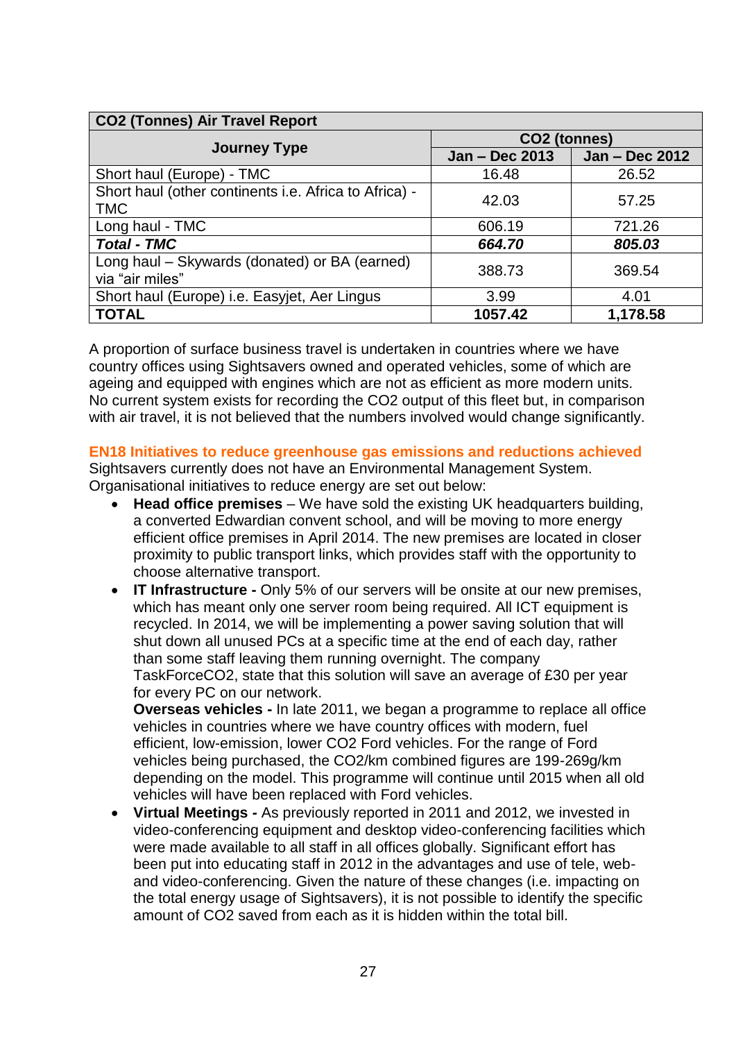| CO2 (Tonnes) Air Travel Report | | |
|---|---|---|
| **Journey Type** | **$CO_2$ (tonnes)** | |
| | **Jan – Dec 2013** | **Jan – Dec 2012** |
| Short haul (Europe) - TMC | 16.48 | 26.52 |
| Short haul (other continents i.e. Africa to Africa) - TMC | 42.03 | 57.25 |
| Long haul - TMC | 606.19 | 721.26 |
| ***Total - TMC*** | ***664.70*** | ***805.03*** |
| Long haul – Skywards (donated) or BA (earned) via "air miles" | 388.73 | 369.54 |
| Short haul (Europe) i.e. Easyjet, Aer Lingus | 3.99 | 4.01 |
| **TOTAL** | **1057.42** | **1,178.58** |

A proportion of surface business travel is undertaken in countries where we have country offices using Sightsavers owned and operated vehicles, some of which are ageing and equipped with engines which are not as efficient as more modern units. No current system exists for recording the $CO_2$ output of this fleet but, in comparison with air travel, it is not believed that the numbers involved would change significantly.

### EN18 Initiatives to reduce greenhouse gas emissions and reductions achieved

Sightsavers currently does not have an Environmental Management System. Organisational initiatives to reduce energy are set out below:

- **Head office premises** – We have sold the existing UK headquarters building, a converted Edwardian convent school, and will be moving to more energy efficient office premises in April 2014. The new premises are located in closer proximity to public transport links, which provides staff with the opportunity to choose alternative transport.
- **IT Infrastructure -** Only 5% of our servers will be onsite at our new premises, which has meant only one server room being required. All ICT equipment is recycled. In 2014, we will be implementing a power saving solution that will shut down all unused PCs at a specific time at the end of each day, rather than some staff leaving them running overnight. The company TaskForceCO2, state that this solution will save an average of £30 per year for every PC on our network.

  **Overseas vehicles -** In late 2011, we began a programme to replace all office vehicles in countries where we have country offices with modern, fuel efficient, low-emission, lower $CO_2$ Ford vehicles. For the range of Ford vehicles being purchased, the $CO_2$/km combined figures are 199-269g/km depending on the model. This programme will continue until 2015 when all old vehicles will have been replaced with Ford vehicles.
- **Virtual Meetings -** As previously reported in 2011 and 2012, we invested in video-conferencing equipment and desktop video-conferencing facilities which were made available to all staff in all offices globally. Significant effort has been put into educating staff in 2012 in the advantages and use of tele, web- and video-conferencing. Given the nature of these changes (i.e. impacting on the total energy usage of Sightsavers), it is not possible to identify the specific amount of $CO_2$ saved from each as it is hidden within the total bill.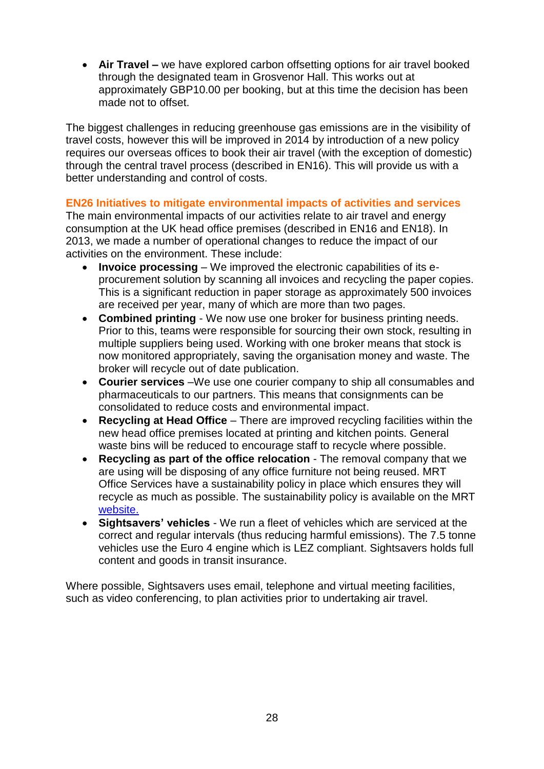- **Air Travel –** we have explored carbon offsetting options for air travel booked through the designated team in Grosvenor Hall. This works out at approximately GBP10.00 per booking, but at this time the decision has been made not to offset.

The biggest challenges in reducing greenhouse gas emissions are in the visibility of travel costs, however this will be improved in 2014 by introduction of a new policy requires our overseas offices to book their air travel (with the exception of domestic) through the central travel process (described in EN16). This will provide us with a better understanding and control of costs.

### EN26 Initiatives to mitigate environmental impacts of activities and services

The main environmental impacts of our activities relate to air travel and energy consumption at the UK head office premises (described in EN16 and EN18). In 2013, we made a number of operational changes to reduce the impact of our activities on the environment. These include:

- **Invoice processing** – We improved the electronic capabilities of its e-procurement solution by scanning all invoices and recycling the paper copies. This is a significant reduction in paper storage as approximately 500 invoices are received per year, many of which are more than two pages.
- **Combined printing** - We now use one broker for business printing needs. Prior to this, teams were responsible for sourcing their own stock, resulting in multiple suppliers being used. Working with one broker means that stock is now monitored appropriately, saving the organisation money and waste. The broker will recycle out of date publication.
- **Courier services** –We use one courier company to ship all consumables and pharmaceuticals to our partners. This means that consignments can be consolidated to reduce costs and environmental impact.
- **Recycling at Head Office** – There are improved recycling facilities within the new head office premises located at printing and kitchen points. General waste bins will be reduced to encourage staff to recycle where possible.
- **Recycling as part of the office relocation** - The removal company that we are using will be disposing of any office furniture not being reused. MRT Office Services have a sustainability policy in place which ensures they will recycle as much as possible. The sustainability policy is available on the MRT website.
- **Sightsavers' vehicles** - We run a fleet of vehicles which are serviced at the correct and regular intervals (thus reducing harmful emissions). The 7.5 tonne vehicles use the Euro 4 engine which is LEZ compliant. Sightsavers holds full content and goods in transit insurance.

Where possible, Sightsavers uses email, telephone and virtual meeting facilities, such as video conferencing, to plan activities prior to undertaking air travel.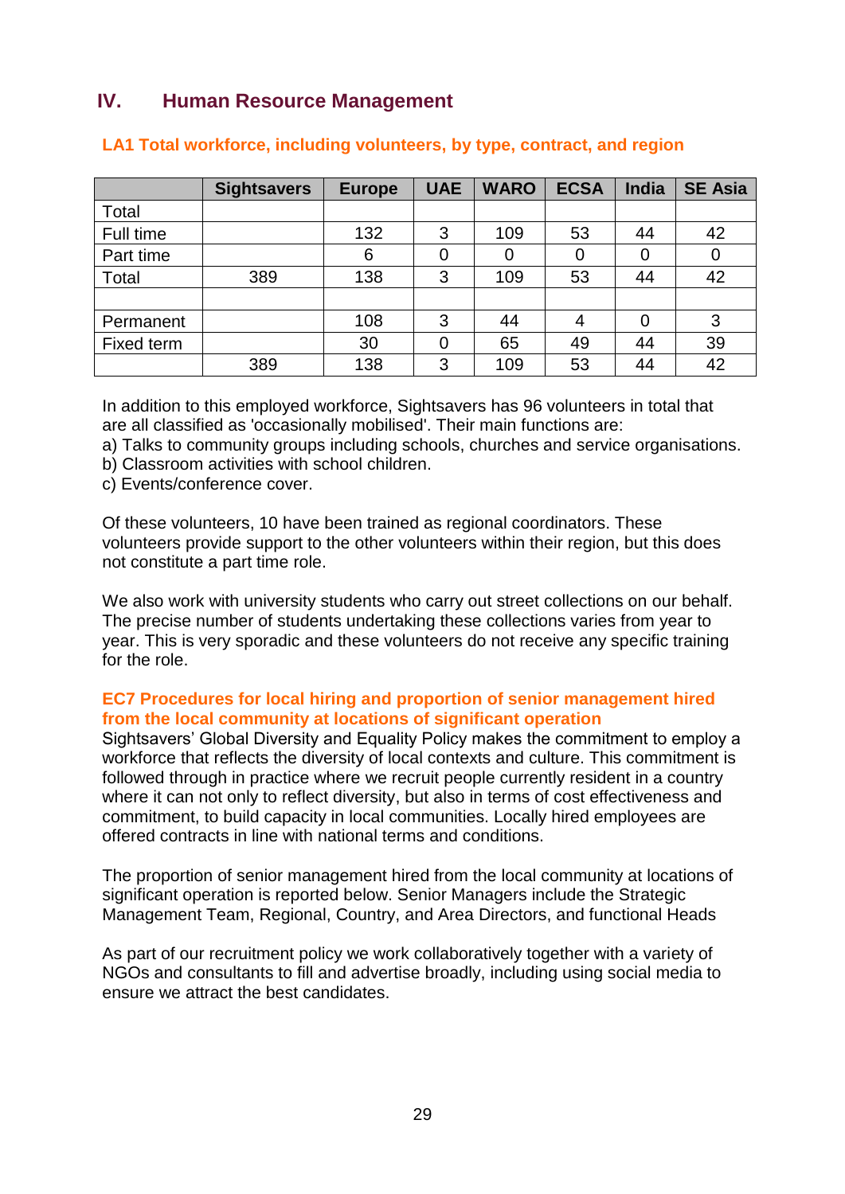## IV. Human Resource Management

### LA1 Total workforce, including volunteers, by type, contract, and region

| | Sightsavers | Europe | UAE | WARO | ECSA | India | SE Asia |
|---|---|---|---|---|---|---|---|
| Total | | | | | | | |
| Full time | | 132 | 3 | 109 | 53 | 44 | 42 |
| Part time | | 6 | 0 | 0 | 0 | 0 | 0 |
| Total | 389 | 138 | 3 | 109 | 53 | 44 | 42 |
| | | | | | | | |
| Permanent | | 108 | 3 | 44 | 4 | 0 | 3 |
| Fixed term | | 30 | 0 | 65 | 49 | 44 | 39 |
| | 389 | 138 | 3 | 109 | 53 | 44 | 42 |

In addition to this employed workforce, Sightsavers has 96 volunteers in total that are all classified as 'occasionally mobilised'. Their main functions are:

a) Talks to community groups including schools, churches and service organisations.
b) Classroom activities with school children.
c) Events/conference cover.

Of these volunteers, 10 have been trained as regional coordinators. These volunteers provide support to the other volunteers within their region, but this does not constitute a part time role.

We also work with university students who carry out street collections on our behalf. The precise number of students undertaking these collections varies from year to year. This is very sporadic and these volunteers do not receive any specific training for the role.

### EC7 Procedures for local hiring and proportion of senior management hired from the local community at locations of significant operation

Sightsavers' Global Diversity and Equality Policy makes the commitment to employ a workforce that reflects the diversity of local contexts and culture. This commitment is followed through in practice where we recruit people currently resident in a country where it can not only to reflect diversity, but also in terms of cost effectiveness and commitment, to build capacity in local communities. Locally hired employees are offered contracts in line with national terms and conditions.

The proportion of senior management hired from the local community at locations of significant operation is reported below. Senior Managers include the Strategic Management Team, Regional, Country, and Area Directors, and functional Heads

As part of our recruitment policy we work collaboratively together with a variety of NGOs and consultants to fill and advertise broadly, including using social media to ensure we attract the best candidates.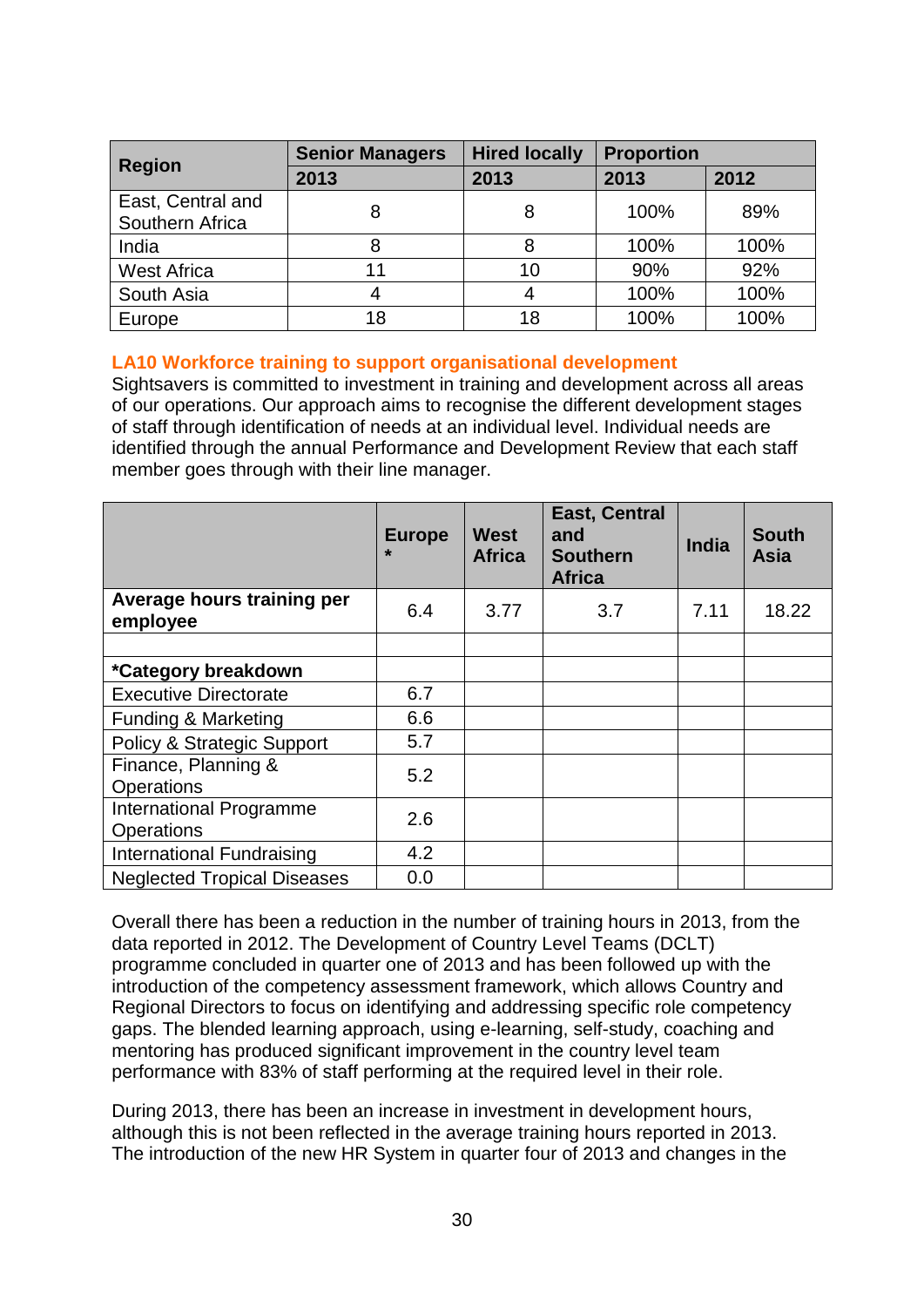| Region | Senior Managers | Hired locally | Proportion | |
|---|---|---|---|---|
| | 2013 | 2013 | 2013 | 2012 |
| East, Central and Southern Africa | 8 | 8 | 100% | 89% |
| India | 8 | 8 | 100% | 100% |
| West Africa | 11 | 10 | 90% | 92% |
| South Asia | 4 | 4 | 100% | 100% |
| Europe | 18 | 18 | 100% | 100% |

### LA10 Workforce training to support organisational development

Sightsavers is committed to investment in training and development across all areas of our operations. Our approach aims to recognise the different development stages of staff through identification of needs at an individual level. Individual needs are identified through the annual Performance and Development Review that each staff member goes through with their line manager.

| | Europe * | West Africa | East, Central and Southern Africa | India | South Asia |
|---|---|---|---|---|---|
| **Average hours training per employee** | 6.4 | 3.77 | 3.7 | 7.11 | 18.22 |
| | | | | | |
| ***Category breakdown** | | | | | |
| Executive Directorate | 6.7 | | | | |
| Funding & Marketing | 6.6 | | | | |
| Policy & Strategic Support | 5.7 | | | | |
| Finance, Planning & Operations | 5.2 | | | | |
| International Programme Operations | 2.6 | | | | |
| International Fundraising | 4.2 | | | | |
| Neglected Tropical Diseases | 0.0 | | | | |

Overall there has been a reduction in the number of training hours in 2013, from the data reported in 2012. The Development of Country Level Teams (DCLT) programme concluded in quarter one of 2013 and has been followed up with the introduction of the competency assessment framework, which allows Country and Regional Directors to focus on identifying and addressing specific role competency gaps. The blended learning approach, using e-learning, self-study, coaching and mentoring has produced significant improvement in the country level team performance with 83% of staff performing at the required level in their role.

During 2013, there has been an increase in investment in development hours, although this is not been reflected in the average training hours reported in 2013. The introduction of the new HR System in quarter four of 2013 and changes in the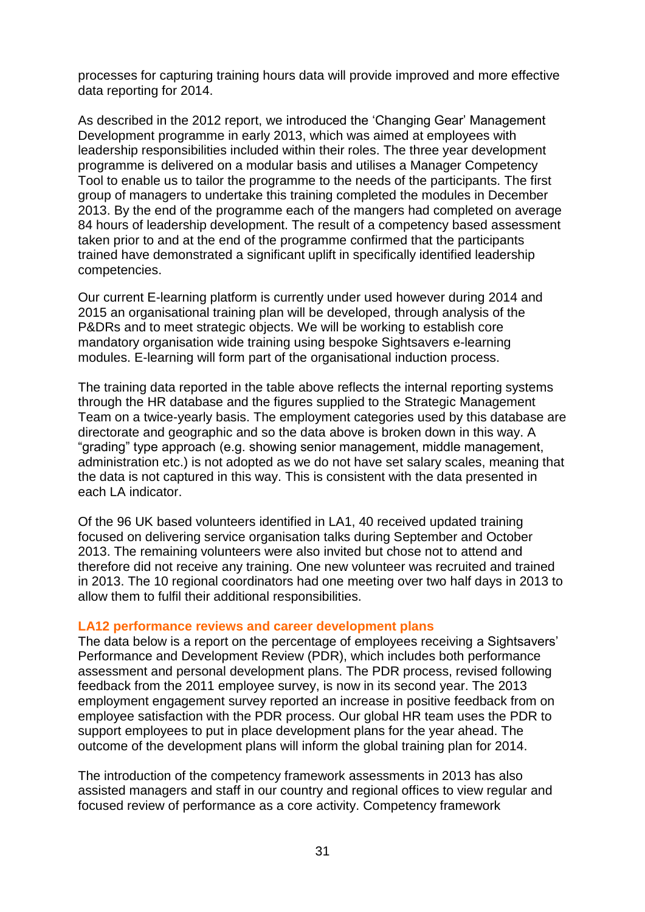processes for capturing training hours data will provide improved and more effective data reporting for 2014.

As described in the 2012 report, we introduced the 'Changing Gear' Management Development programme in early 2013, which was aimed at employees with leadership responsibilities included within their roles. The three year development programme is delivered on a modular basis and utilises a Manager Competency Tool to enable us to tailor the programme to the needs of the participants. The first group of managers to undertake this training completed the modules in December 2013. By the end of the programme each of the mangers had completed on average 84 hours of leadership development. The result of a competency based assessment taken prior to and at the end of the programme confirmed that the participants trained have demonstrated a significant uplift in specifically identified leadership competencies.

Our current E-learning platform is currently under used however during 2014 and 2015 an organisational training plan will be developed, through analysis of the P&DRs and to meet strategic objects. We will be working to establish core mandatory organisation wide training using bespoke Sightsavers e-learning modules. E-learning will form part of the organisational induction process.

The training data reported in the table above reflects the internal reporting systems through the HR database and the figures supplied to the Strategic Management Team on a twice-yearly basis. The employment categories used by this database are directorate and geographic and so the data above is broken down in this way. A "grading" type approach (e.g. showing senior management, middle management, administration etc.) is not adopted as we do not have set salary scales, meaning that the data is not captured in this way. This is consistent with the data presented in each LA indicator.

Of the 96 UK based volunteers identified in LA1, 40 received updated training focused on delivering service organisation talks during September and October 2013. The remaining volunteers were also invited but chose not to attend and therefore did not receive any training. One new volunteer was recruited and trained in 2013. The 10 regional coordinators had one meeting over two half days in 2013 to allow them to fulfil their additional responsibilities.

### LA12 performance reviews and career development plans

The data below is a report on the percentage of employees receiving a Sightsavers' Performance and Development Review (PDR), which includes both performance assessment and personal development plans. The PDR process, revised following feedback from the 2011 employee survey, is now in its second year. The 2013 employment engagement survey reported an increase in positive feedback from on employee satisfaction with the PDR process. Our global HR team uses the PDR to support employees to put in place development plans for the year ahead. The outcome of the development plans will inform the global training plan for 2014.

The introduction of the competency framework assessments in 2013 has also assisted managers and staff in our country and regional offices to view regular and focused review of performance as a core activity. Competency framework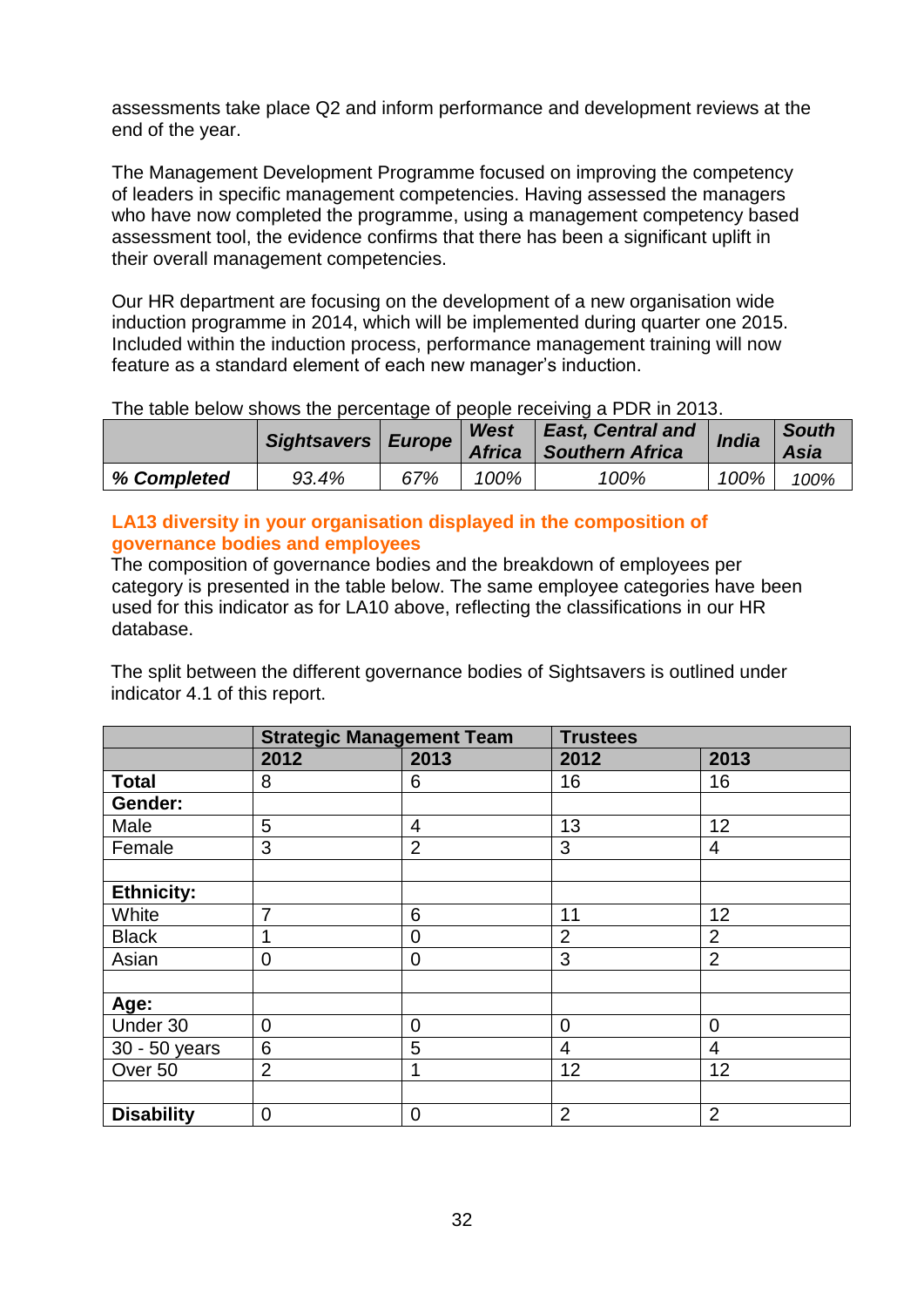assessments take place Q2 and inform performance and development reviews at the end of the year.

The Management Development Programme focused on improving the competency of leaders in specific management competencies. Having assessed the managers who have now completed the programme, using a management competency based assessment tool, the evidence confirms that there has been a significant uplift in their overall management competencies.

Our HR department are focusing on the development of a new organisation wide induction programme in 2014, which will be implemented during quarter one 2015. Included within the induction process, performance management training will now feature as a standard element of each new manager's induction.

The table below shows the percentage of people receiving a PDR in 2013.

| | *Sightsavers* | *Europe* | *West Africa* | *East, Central and Southern Africa* | *India* | *South Asia* |
|---|---|---|---|---|---|---|
| ***% Completed*** | *93.4%* | *67%* | *100%* | *100%* | *100%* | *100%* |

### LA13 diversity in your organisation displayed in the composition of governance bodies and employees

The composition of governance bodies and the breakdown of employees per category is presented in the table below. The same employee categories have been used for this indicator as for LA10 above, reflecting the classifications in our HR database.

The split between the different governance bodies of Sightsavers is outlined under indicator 4.1 of this report.

| | **Strategic Management Team** | | **Trustees** | |
|---|---|---|---|---|
| | **2012** | **2013** | **2012** | **2013** |
| **Total** | 8 | 6 | 16 | 16 |
| **Gender:** | | | | |
| Male | 5 | 4 | 13 | 12 |
| Female | 3 | 2 | 3 | 4 |
| | | | | |
| **Ethnicity:** | | | | |
| White | 7 | 6 | 11 | 12 |
| Black | 1 | 0 | 2 | 2 |
| Asian | 0 | 0 | 3 | 2 |
| | | | | |
| **Age:** | | | | |
| Under 30 | 0 | 0 | 0 | 0 |
| 30 - 50 years | 6 | 5 | 4 | 4 |
| Over 50 | 2 | 1 | 12 | 12 |
| | | | | |
| **Disability** | 0 | 0 | 2 | 2 |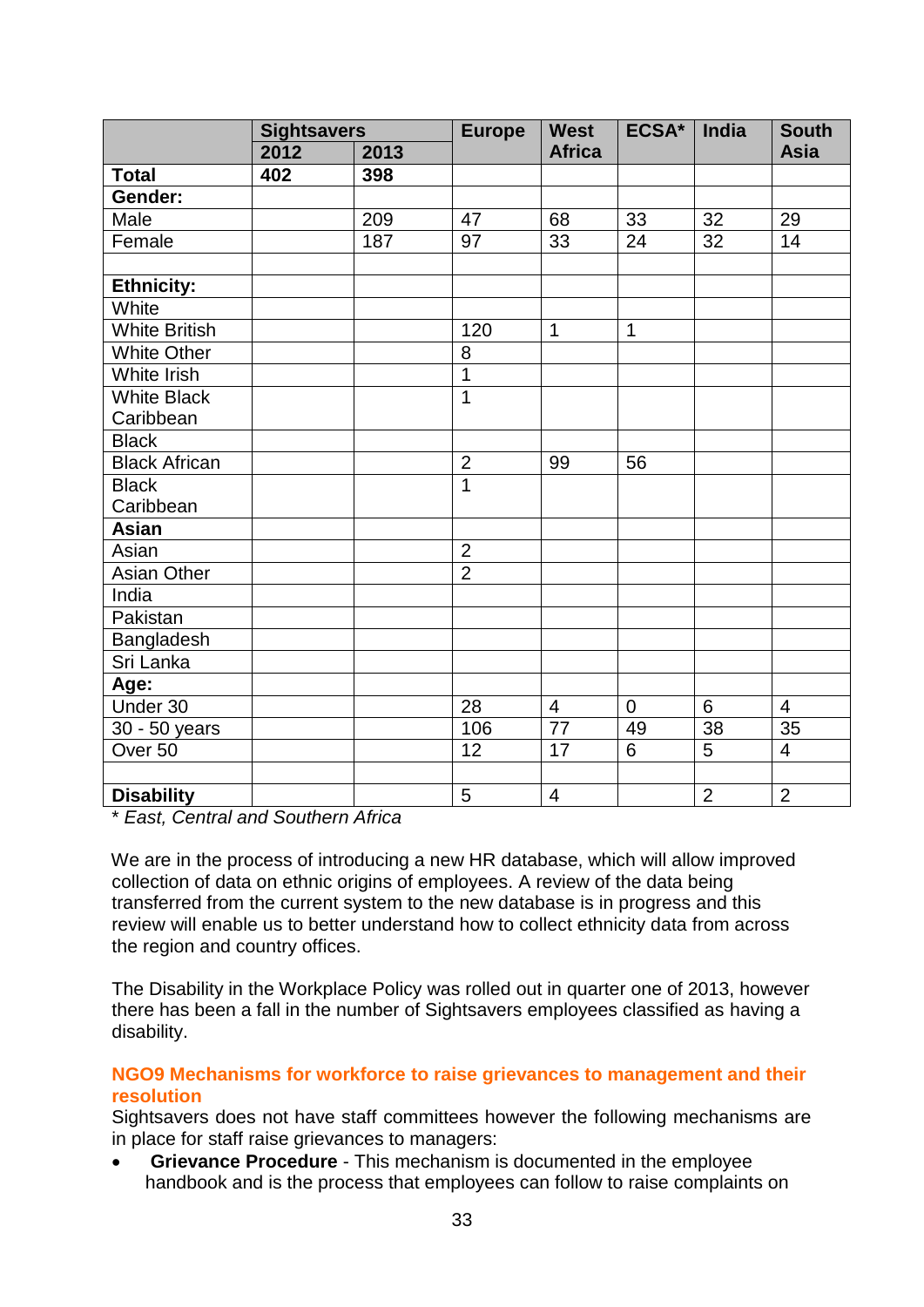| | Sightsavers | | Europe | West Africa | ECSA* | India | South Asia |
|---|---|---|---|---|---|---|---|
| | 2012 | 2013 | | | | | |
| **Total** | **402** | **398** | | | | | |
| **Gender:** | | | | | | | |
| Male | | 209 | 47 | 68 | 33 | 32 | 29 |
| Female | | 187 | 97 | 33 | 24 | 32 | 14 |
| | | | | | | | |
| **Ethnicity:** | | | | | | | |
| White | | | | | | | |
| White British | | | 120 | 1 | 1 | | |
| White Other | | | 8 | | | | |
| White Irish | | | 1 | | | | |
| White Black Caribbean | | | 1 | | | | |
| Black | | | | | | | |
| Black African | | | 2 | 99 | 56 | | |
| Black Caribbean | | | 1 | | | | |
| **Asian** | | | | | | | |
| Asian | | | 2 | | | | |
| Asian Other | | | 2 | | | | |
| India | | | | | | | |
| Pakistan | | | | | | | |
| Bangladesh | | | | | | | |
| Sri Lanka | | | | | | | |
| **Age:** | | | | | | | |
| Under 30 | | | 28 | 4 | 0 | 6 | 4 |
| 30 - 50 years | | | 106 | 77 | 49 | 38 | 35 |
| Over 50 | | | 12 | 17 | 6 | 5 | 4 |
| | | | | | | | |
| **Disability** | | | 5 | 4 | | 2 | 2 |

*\* East, Central and Southern Africa*

We are in the process of introducing a new HR database, which will allow improved collection of data on ethnic origins of employees. A review of the data being transferred from the current system to the new database is in progress and this review will enable us to better understand how to collect ethnicity data from across the region and country offices.

The Disability in the Workplace Policy was rolled out in quarter one of 2013, however there has been a fall in the number of Sightsavers employees classified as having a disability.

#### NGO9 Mechanisms for workforce to raise grievances to management and their resolution

Sightsavers does not have staff committees however the following mechanisms are in place for staff raise grievances to managers:

- **Grievance Procedure** - This mechanism is documented in the employee handbook and is the process that employees can follow to raise complaints on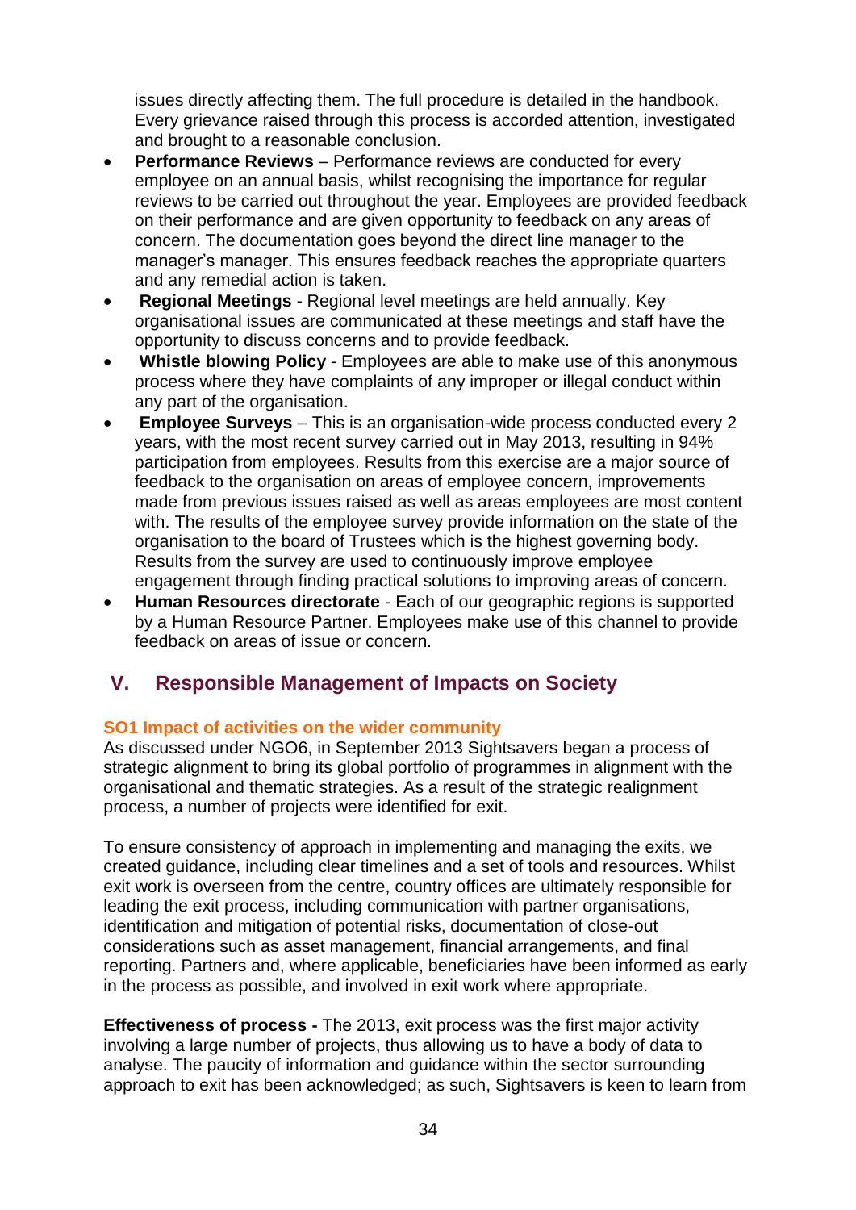issues directly affecting them. The full procedure is detailed in the handbook. Every grievance raised through this process is accorded attention, investigated and brought to a reasonable conclusion.

- **Performance Reviews** – Performance reviews are conducted for every employee on an annual basis, whilst recognising the importance for regular reviews to be carried out throughout the year. Employees are provided feedback on their performance and are given opportunity to feedback on any areas of concern. The documentation goes beyond the direct line manager to the manager's manager. This ensures feedback reaches the appropriate quarters and any remedial action is taken.
- **Regional Meetings** - Regional level meetings are held annually. Key organisational issues are communicated at these meetings and staff have the opportunity to discuss concerns and to provide feedback.
- **Whistle blowing Policy** - Employees are able to make use of this anonymous process where they have complaints of any improper or illegal conduct within any part of the organisation.
- **Employee Surveys** – This is an organisation-wide process conducted every 2 years, with the most recent survey carried out in May 2013, resulting in 94% participation from employees. Results from this exercise are a major source of feedback to the organisation on areas of employee concern, improvements made from previous issues raised as well as areas employees are most content with. The results of the employee survey provide information on the state of the organisation to the board of Trustees which is the highest governing body. Results from the survey are used to continuously improve employee engagement through finding practical solutions to improving areas of concern.
- **Human Resources directorate** - Each of our geographic regions is supported by a Human Resource Partner. Employees make use of this channel to provide feedback on areas of issue or concern.

## V. Responsible Management of Impacts on Society

### SO1 Impact of activities on the wider community

As discussed under NGO6, in September 2013 Sightsavers began a process of strategic alignment to bring its global portfolio of programmes in alignment with the organisational and thematic strategies. As a result of the strategic realignment process, a number of projects were identified for exit.

To ensure consistency of approach in implementing and managing the exits, we created guidance, including clear timelines and a set of tools and resources. Whilst exit work is overseen from the centre, country offices are ultimately responsible for leading the exit process, including communication with partner organisations, identification and mitigation of potential risks, documentation of close-out considerations such as asset management, financial arrangements, and final reporting. Partners and, where applicable, beneficiaries have been informed as early in the process as possible, and involved in exit work where appropriate.

**Effectiveness of process -** The 2013, exit process was the first major activity involving a large number of projects, thus allowing us to have a body of data to analyse. The paucity of information and guidance within the sector surrounding approach to exit has been acknowledged; as such, Sightsavers is keen to learn from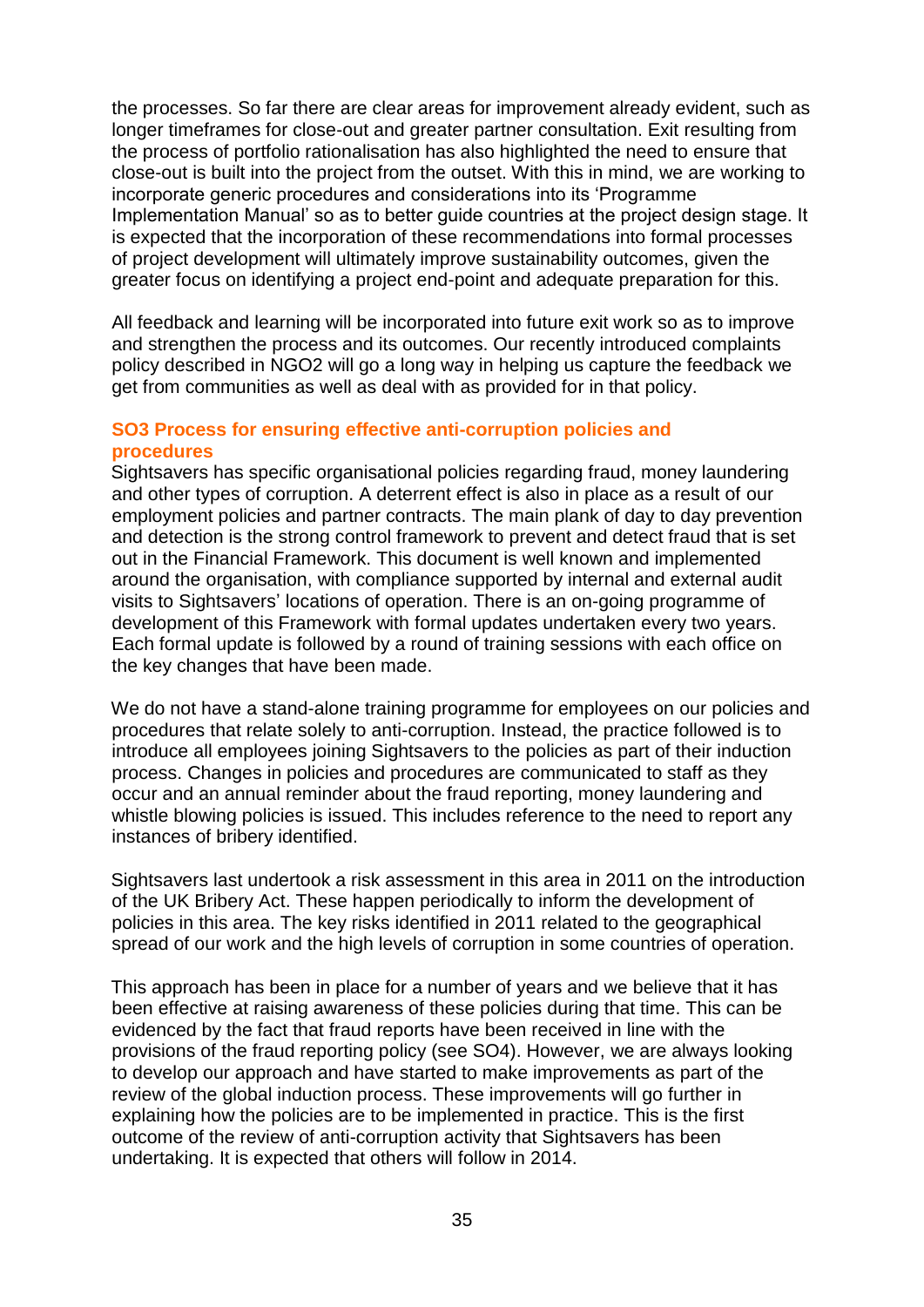the processes. So far there are clear areas for improvement already evident, such as longer timeframes for close-out and greater partner consultation. Exit resulting from the process of portfolio rationalisation has also highlighted the need to ensure that close-out is built into the project from the outset. With this in mind, we are working to incorporate generic procedures and considerations into its 'Programme Implementation Manual' so as to better guide countries at the project design stage. It is expected that the incorporation of these recommendations into formal processes of project development will ultimately improve sustainability outcomes, given the greater focus on identifying a project end-point and adequate preparation for this.

All feedback and learning will be incorporated into future exit work so as to improve and strengthen the process and its outcomes. Our recently introduced complaints policy described in NGO2 will go a long way in helping us capture the feedback we get from communities as well as deal with as provided for in that policy.

### SO3 Process for ensuring effective anti-corruption policies and procedures

Sightsavers has specific organisational policies regarding fraud, money laundering and other types of corruption. A deterrent effect is also in place as a result of our employment policies and partner contracts. The main plank of day to day prevention and detection is the strong control framework to prevent and detect fraud that is set out in the Financial Framework. This document is well known and implemented around the organisation, with compliance supported by internal and external audit visits to Sightsavers' locations of operation. There is an on-going programme of development of this Framework with formal updates undertaken every two years. Each formal update is followed by a round of training sessions with each office on the key changes that have been made.

We do not have a stand-alone training programme for employees on our policies and procedures that relate solely to anti-corruption. Instead, the practice followed is to introduce all employees joining Sightsavers to the policies as part of their induction process. Changes in policies and procedures are communicated to staff as they occur and an annual reminder about the fraud reporting, money laundering and whistle blowing policies is issued. This includes reference to the need to report any instances of bribery identified.

Sightsavers last undertook a risk assessment in this area in 2011 on the introduction of the UK Bribery Act. These happen periodically to inform the development of policies in this area. The key risks identified in 2011 related to the geographical spread of our work and the high levels of corruption in some countries of operation.

This approach has been in place for a number of years and we believe that it has been effective at raising awareness of these policies during that time. This can be evidenced by the fact that fraud reports have been received in line with the provisions of the fraud reporting policy (see SO4). However, we are always looking to develop our approach and have started to make improvements as part of the review of the global induction process. These improvements will go further in explaining how the policies are to be implemented in practice. This is the first outcome of the review of anti-corruption activity that Sightsavers has been undertaking. It is expected that others will follow in 2014.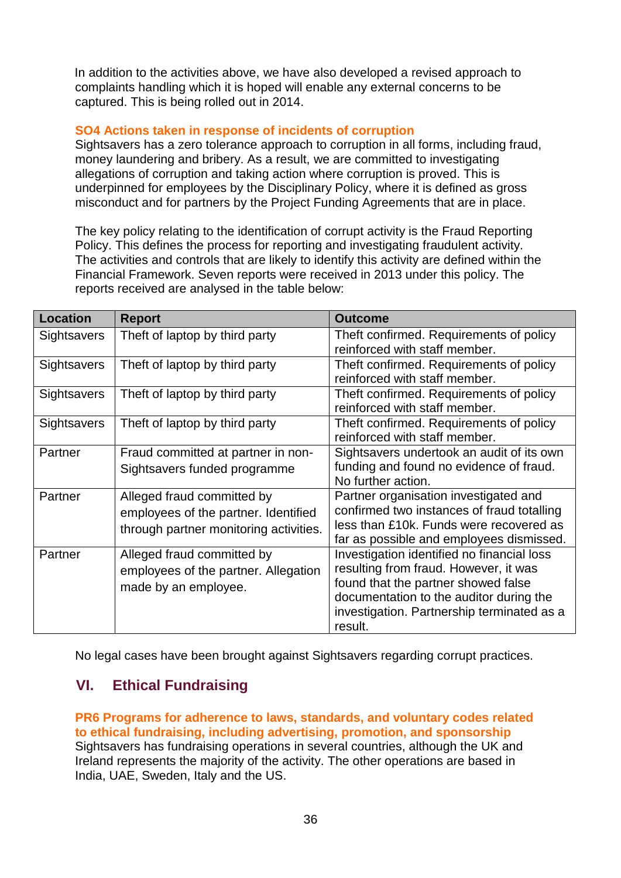In addition to the activities above, we have also developed a revised approach to complaints handling which it is hoped will enable any external concerns to be captured. This is being rolled out in 2014.

### SO4 Actions taken in response of incidents of corruption

Sightsavers has a zero tolerance approach to corruption in all forms, including fraud, money laundering and bribery. As a result, we are committed to investigating allegations of corruption and taking action where corruption is proved. This is underpinned for employees by the Disciplinary Policy, where it is defined as gross misconduct and for partners by the Project Funding Agreements that are in place.

The key policy relating to the identification of corrupt activity is the Fraud Reporting Policy. This defines the process for reporting and investigating fraudulent activity. The activities and controls that are likely to identify this activity are defined within the Financial Framework. Seven reports were received in 2013 under this policy. The reports received are analysed in the table below:

| Location | Report | Outcome |
|---|---|---|
| Sightsavers | Theft of laptop by third party | Theft confirmed. Requirements of policy reinforced with staff member. |
| Sightsavers | Theft of laptop by third party | Theft confirmed. Requirements of policy reinforced with staff member. |
| Sightsavers | Theft of laptop by third party | Theft confirmed. Requirements of policy reinforced with staff member. |
| Sightsavers | Theft of laptop by third party | Theft confirmed. Requirements of policy reinforced with staff member. |
| Partner | Fraud committed at partner in non-Sightsavers funded programme | Sightsavers undertook an audit of its own funding and found no evidence of fraud. No further action. |
| Partner | Alleged fraud committed by employees of the partner. Identified through partner monitoring activities. | Partner organisation investigated and confirmed two instances of fraud totalling less than £10k. Funds were recovered as far as possible and employees dismissed. |
| Partner | Alleged fraud committed by employees of the partner. Allegation made by an employee. | Investigation identified no financial loss resulting from fraud. However, it was found that the partner showed false documentation to the auditor during the investigation. Partnership terminated as a result. |

No legal cases have been brought against Sightsavers regarding corrupt practices.

## VI. Ethical Fundraising

### PR6 Programs for adherence to laws, standards, and voluntary codes related to ethical fundraising, including advertising, promotion, and sponsorship

Sightsavers has fundraising operations in several countries, although the UK and Ireland represents the majority of the activity. The other operations are based in India, UAE, Sweden, Italy and the US.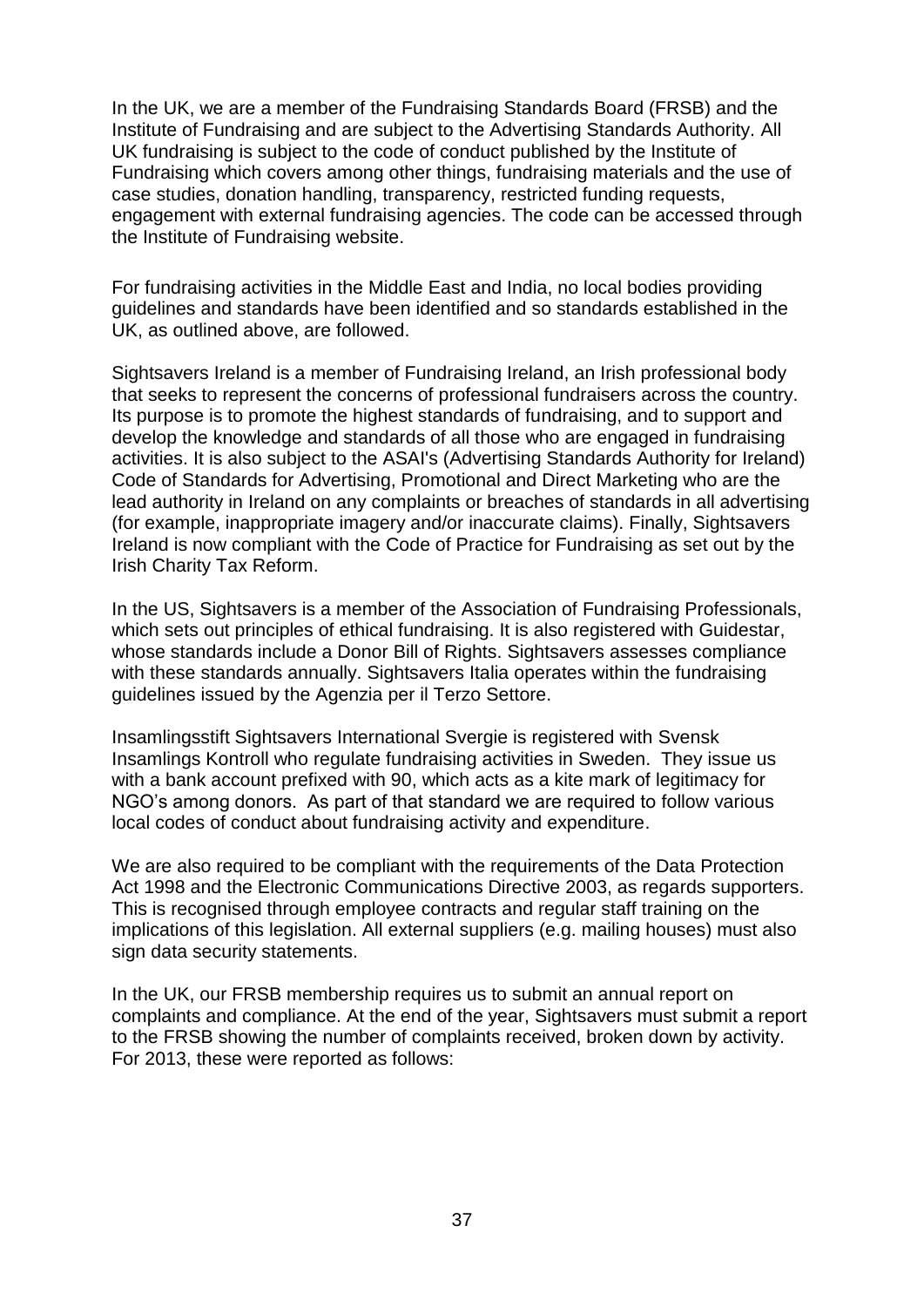In the UK, we are a member of the Fundraising Standards Board (FRSB) and the Institute of Fundraising and are subject to the Advertising Standards Authority. All UK fundraising is subject to the code of conduct published by the Institute of Fundraising which covers among other things, fundraising materials and the use of case studies, donation handling, transparency, restricted funding requests, engagement with external fundraising agencies. The code can be accessed through the Institute of Fundraising website.

For fundraising activities in the Middle East and India, no local bodies providing guidelines and standards have been identified and so standards established in the UK, as outlined above, are followed.

Sightsavers Ireland is a member of Fundraising Ireland, an Irish professional body that seeks to represent the concerns of professional fundraisers across the country. Its purpose is to promote the highest standards of fundraising, and to support and develop the knowledge and standards of all those who are engaged in fundraising activities. It is also subject to the ASAI's (Advertising Standards Authority for Ireland) Code of Standards for Advertising, Promotional and Direct Marketing who are the lead authority in Ireland on any complaints or breaches of standards in all advertising (for example, inappropriate imagery and/or inaccurate claims). Finally, Sightsavers Ireland is now compliant with the Code of Practice for Fundraising as set out by the Irish Charity Tax Reform.

In the US, Sightsavers is a member of the Association of Fundraising Professionals, which sets out principles of ethical fundraising. It is also registered with Guidestar, whose standards include a Donor Bill of Rights. Sightsavers assesses compliance with these standards annually. Sightsavers Italia operates within the fundraising guidelines issued by the Agenzia per il Terzo Settore.

Insamlingsstift Sightsavers International Svergie is registered with Svensk Insamlings Kontroll who regulate fundraising activities in Sweden. They issue us with a bank account prefixed with 90, which acts as a kite mark of legitimacy for NGO's among donors. As part of that standard we are required to follow various local codes of conduct about fundraising activity and expenditure.

We are also required to be compliant with the requirements of the Data Protection Act 1998 and the Electronic Communications Directive 2003, as regards supporters. This is recognised through employee contracts and regular staff training on the implications of this legislation. All external suppliers (e.g. mailing houses) must also sign data security statements.

In the UK, our FRSB membership requires us to submit an annual report on complaints and compliance. At the end of the year, Sightsavers must submit a report to the FRSB showing the number of complaints received, broken down by activity. For 2013, these were reported as follows: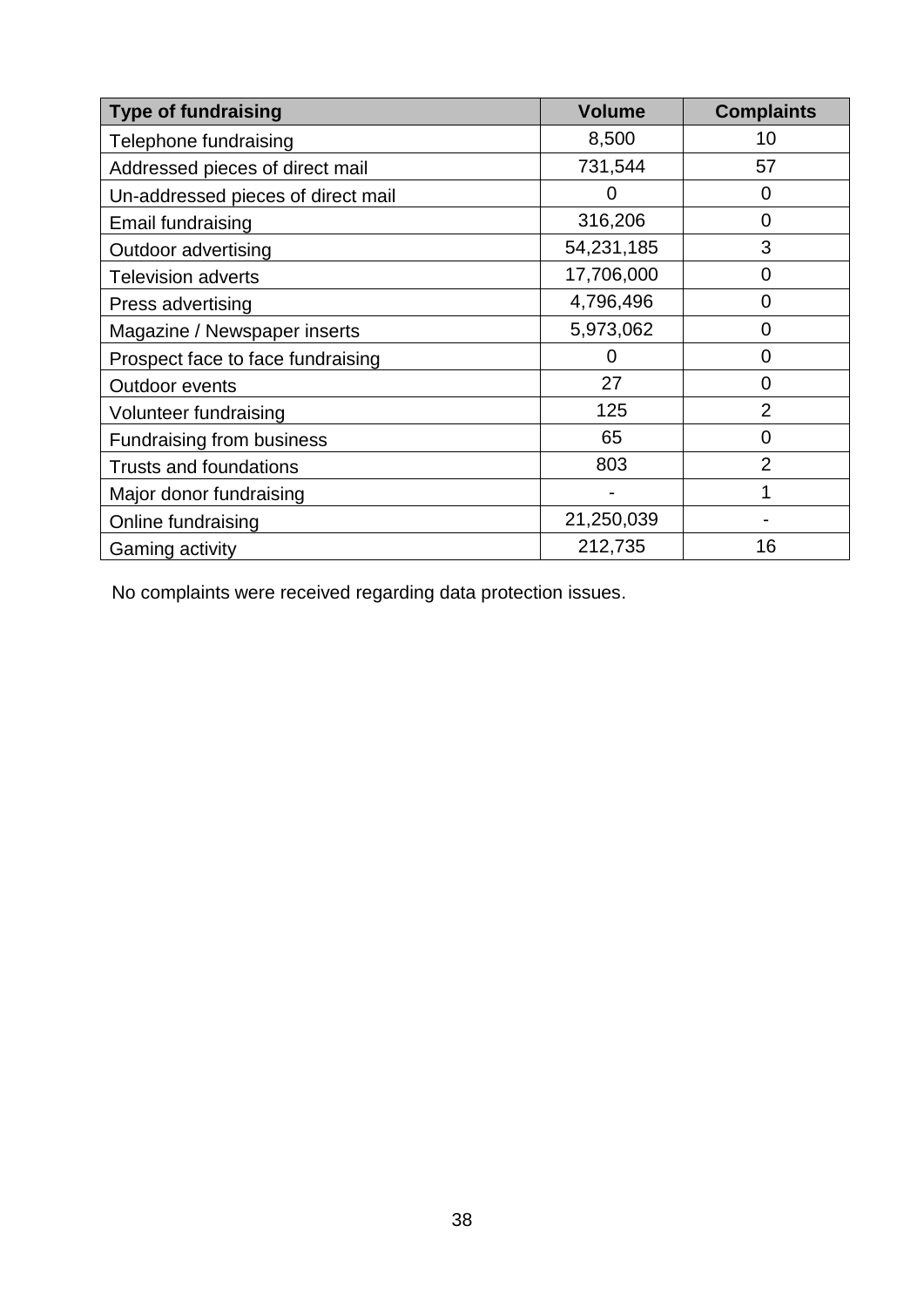| Type of fundraising | Volume | Complaints |
|---|---|---|
| Telephone fundraising | 8,500 | 10 |
| Addressed pieces of direct mail | 731,544 | 57 |
| Un-addressed pieces of direct mail | 0 | 0 |
| Email fundraising | 316,206 | 0 |
| Outdoor advertising | 54,231,185 | 3 |
| Television adverts | 17,706,000 | 0 |
| Press advertising | 4,796,496 | 0 |
| Magazine / Newspaper inserts | 5,973,062 | 0 |
| Prospect face to face fundraising | 0 | 0 |
| Outdoor events | 27 | 0 |
| Volunteer fundraising | 125 | 2 |
| Fundraising from business | 65 | 0 |
| Trusts and foundations | 803 | 2 |
| Major donor fundraising | - | 1 |
| Online fundraising | 21,250,039 | - |
| Gaming activity | 212,735 | 16 |

No complaints were received regarding data protection issues.